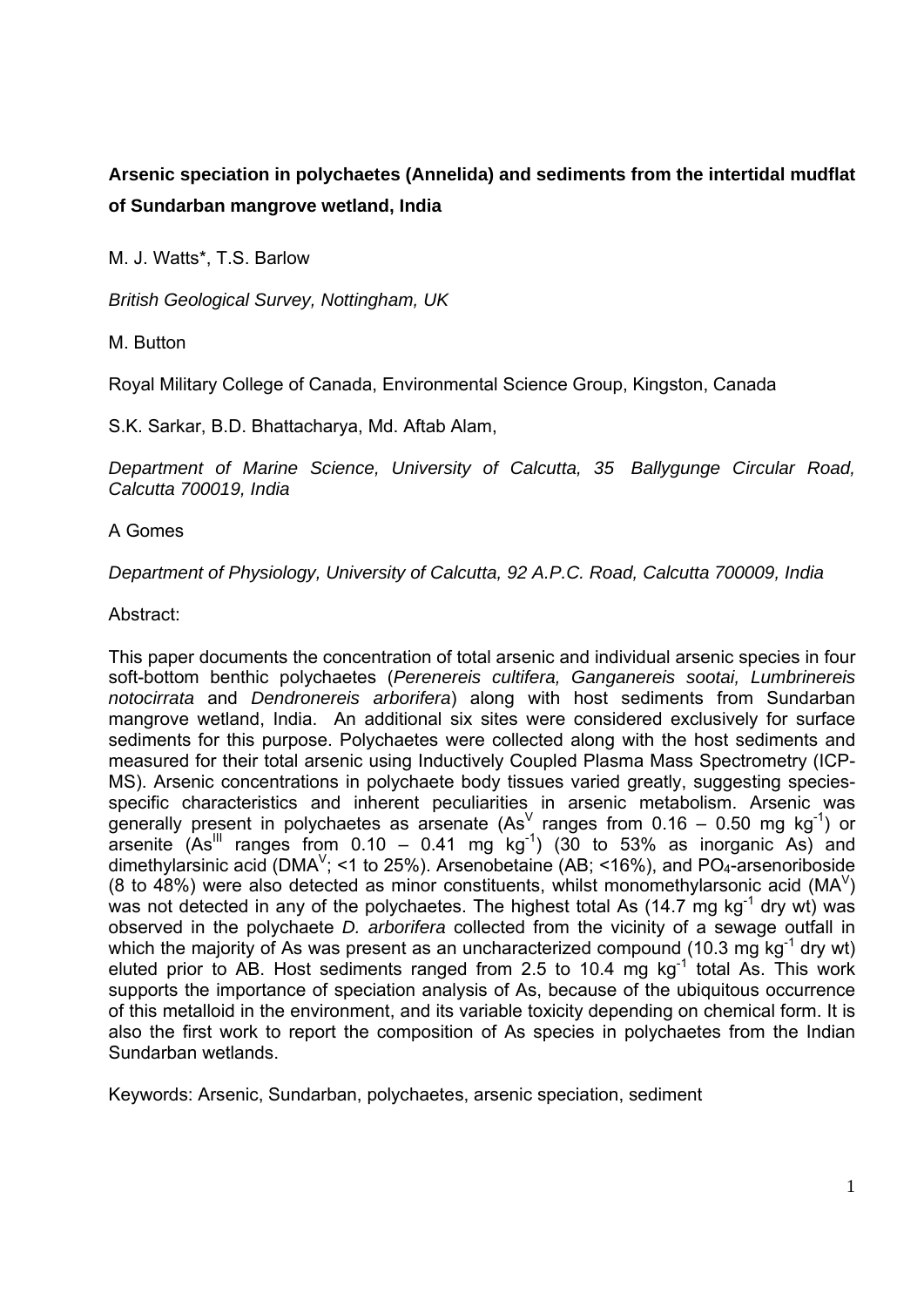**Arsenic speciation in polychaetes (Annelida) and sediments from the intertidal mudflat of Sundarban mangrove wetland, India**

M. J. Watts*, T.S. Barlow

*British Geological Survey, Nottingham, UK*

M. Button

Royal Military College of Canada, Environmental Science Group, Kingston, Canada

S.K. Sarkar, B.D. Bhattacharya, Md. Aftab Alam,

*Department of Marine Science, University of Calcutta, 35 Ballygunge Circular Road, Calcutta 700019, India*

A Gomes

*Department of Physiology, University of Calcutta, 92 A.P.C. Road, Calcutta 700009, India*

Abstract:

This paper documents the concentration of total arsenic and individual arsenic species in four soft-bottom benthic polychaetes (*Perenereis cultifera, Ganganereis sootai, Lumbrinereis notocirrata* and *Dendronereis arborifera*) along with host sediments from Sundarban mangrove wetland, India. An additional six sites were considered exclusively for surface sediments for this purpose. Polychaetes were collected along with the host sediments and measured for their total arsenic using Inductively Coupled Plasma Mass Spectrometry (ICP-MS). Arsenic concentrations in polychaete body tissues varied greatly, suggesting species-specific characteristics and inherent peculiarities in arsenic metabolism. Arsenic was generally present in polychaetes as arsenate ($As^{V}$ ranges from 0.16 – 0.50 mg $kg^{-1}$) or arsenite ($As^{III}$ ranges from 0.10 – 0.41 mg $kg^{-1}$) (30 to 53% as inorganic As) and dimethylarsinic acid ($DMA^{V}$; <1 to 25%). Arsenobetaine (AB; <16%), and $PO_4$-arsenoriboside (8 to 48%) were also detected as minor constituents, whilst monomethylarsonic acid ($MA^{V}$) was not detected in any of the polychaetes. The highest total As (14.7 mg $kg^{-1}$ dry wt) was observed in the polychaete *D. arborifera* collected from the vicinity of a sewage outfall in which the majority of As was present as an uncharacterized compound (10.3 mg $kg^{-1}$ dry wt) eluted prior to AB. Host sediments ranged from 2.5 to 10.4 mg $kg^{-1}$ total As. This work supports the importance of speciation analysis of As, because of the ubiquitous occurrence of this metalloid in the environment, and its variable toxicity depending on chemical form. It is also the first work to report the composition of As species in polychaetes from the Indian Sundarban wetlands.

Keywords: Arsenic, Sundarban, polychaetes, arsenic speciation, sediment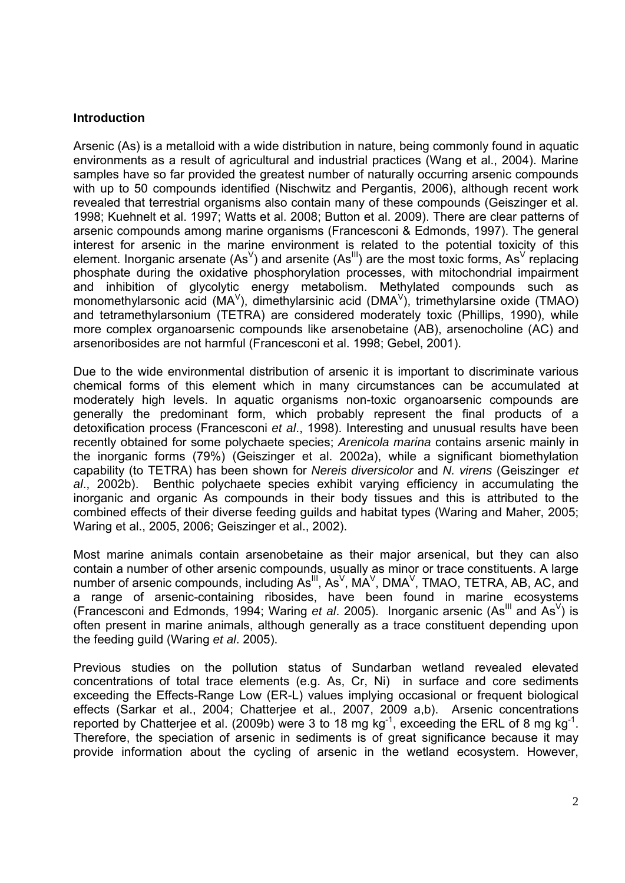## Introduction

Arsenic (As) is a metalloid with a wide distribution in nature, being commonly found in aquatic environments as a result of agricultural and industrial practices (Wang et al., 2004). Marine samples have so far provided the greatest number of naturally occurring arsenic compounds with up to 50 compounds identified (Nischwitz and Pergantis, 2006), although recent work revealed that terrestrial organisms also contain many of these compounds (Geiszinger et al. 1998; Kuehnelt et al. 1997; Watts et al. 2008; Button et al. 2009). There are clear patterns of arsenic compounds among marine organisms (Francesconi & Edmonds, 1997). The general interest for arsenic in the marine environment is related to the potential toxicity of this element. Inorganic arsenate ($As^{V}$) and arsenite ($As^{III}$) are the most toxic forms, $As^{V}$ replacing phosphate during the oxidative phosphorylation processes, with mitochondrial impairment and inhibition of glycolytic energy metabolism. Methylated compounds such as monomethylarsonic acid ($MA^{V}$), dimethylarsinic acid ($DMA^{V}$), trimethylarsine oxide (TMAO) and tetramethylarsonium (TETRA) are considered moderately toxic (Phillips, 1990), while more complex organoarsenic compounds like arsenobetaine (AB), arsenocholine (AC) and arsenoribosides are not harmful (Francesconi et al. 1998; Gebel, 2001).

Due to the wide environmental distribution of arsenic it is important to discriminate various chemical forms of this element which in many circumstances can be accumulated at moderately high levels. In aquatic organisms non-toxic organoarsenic compounds are generally the predominant form, which probably represent the final products of a detoxification process (Francesconi *et al*., 1998). Interesting and unusual results have been recently obtained for some polychaete species; *Arenicola marina* contains arsenic mainly in the inorganic forms (79%) (Geiszinger et al. 2002a), while a significant biomethylation capability (to TETRA) has been shown for *Nereis diversicolor* and *N. virens* (Geiszinger *et al*., 2002b). Benthic polychaete species exhibit varying efficiency in accumulating the inorganic and organic As compounds in their body tissues and this is attributed to the combined effects of their diverse feeding guilds and habitat types (Waring and Maher, 2005; Waring et al., 2005, 2006; Geiszinger et al., 2002).

Most marine animals contain arsenobetaine as their major arsenical, but they can also contain a number of other arsenic compounds, usually as minor or trace constituents. A large number of arsenic compounds, including $As^{III}$, $As^{V}$, $MA^{V}$, $DMA^{V}$, TMAO, TETRA, AB, AC, and a range of arsenic-containing ribosides, have been found in marine ecosystems (Francesconi and Edmonds, 1994; Waring *et al*. 2005). Inorganic arsenic ($As^{III}$ and $As^{V}$) is often present in marine animals, although generally as a trace constituent depending upon the feeding guild (Waring *et al*. 2005).

Previous studies on the pollution status of Sundarban wetland revealed elevated concentrations of total trace elements (e.g. As, Cr, Ni) in surface and core sediments exceeding the Effects-Range Low (ER-L) values implying occasional or frequent biological effects (Sarkar et al., 2004; Chatterjee et al., 2007, 2009 a,b). Arsenic concentrations reported by Chatterjee et al. (2009b) were 3 to 18 mg $kg^{-1}$, exceeding the ERL of 8 mg $kg^{-1}$. Therefore, the speciation of arsenic in sediments is of great significance because it may provide information about the cycling of arsenic in the wetland ecosystem. However,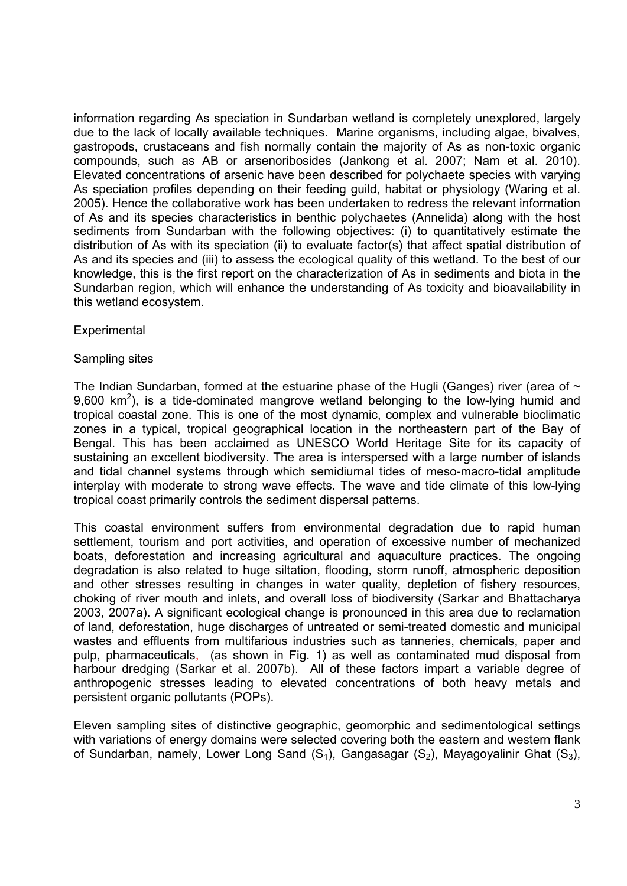information regarding As speciation in Sundarban wetland is completely unexplored, largely due to the lack of locally available techniques. Marine organisms, including algae, bivalves, gastropods, crustaceans and fish normally contain the majority of As as non-toxic organic compounds, such as AB or arsenoribosides (Jankong et al. 2007; Nam et al. 2010). Elevated concentrations of arsenic have been described for polychaete species with varying As speciation profiles depending on their feeding guild, habitat or physiology (Waring et al. 2005). Hence the collaborative work has been undertaken to redress the relevant information of As and its species characteristics in benthic polychaetes (Annelida) along with the host sediments from Sundarban with the following objectives: (i) to quantitatively estimate the distribution of As with its speciation (ii) to evaluate factor(s) that affect spatial distribution of As and its species and (iii) to assess the ecological quality of this wetland. To the best of our knowledge, this is the first report on the characterization of As in sediments and biota in the Sundarban region, which will enhance the understanding of As toxicity and bioavailability in this wetland ecosystem.

## Experimental

### Sampling sites

The Indian Sundarban, formed at the estuarine phase of the Hugli (Ganges) river (area of ~ 9,600 $km^2$), is a tide-dominated mangrove wetland belonging to the low-lying humid and tropical coastal zone. This is one of the most dynamic, complex and vulnerable bioclimatic zones in a typical, tropical geographical location in the northeastern part of the Bay of Bengal. This has been acclaimed as UNESCO World Heritage Site for its capacity of sustaining an excellent biodiversity. The area is interspersed with a large number of islands and tidal channel systems through which semidiurnal tides of meso-macro-tidal amplitude interplay with moderate to strong wave effects. The wave and tide climate of this low-lying tropical coast primarily controls the sediment dispersal patterns.

This coastal environment suffers from environmental degradation due to rapid human settlement, tourism and port activities, and operation of excessive number of mechanized boats, deforestation and increasing agricultural and aquaculture practices. The ongoing degradation is also related to huge siltation, flooding, storm runoff, atmospheric deposition and other stresses resulting in changes in water quality, depletion of fishery resources, choking of river mouth and inlets, and overall loss of biodiversity (Sarkar and Bhattacharya 2003, 2007a). A significant ecological change is pronounced in this area due to reclamation of land, deforestation, huge discharges of untreated or semi-treated domestic and municipal wastes and effluents from multifarious industries such as tanneries, chemicals, paper and pulp, pharmaceuticals, (as shown in Fig. 1) as well as contaminated mud disposal from harbour dredging (Sarkar et al. 2007b). All of these factors impart a variable degree of anthropogenic stresses leading to elevated concentrations of both heavy metals and persistent organic pollutants (POPs).

Eleven sampling sites of distinctive geographic, geomorphic and sedimentological settings with variations of energy domains were selected covering both the eastern and western flank of Sundarban, namely, Lower Long Sand ($S_1$), Gangasagar ($S_2$), Mayagoyalinir Ghat ($S_3$),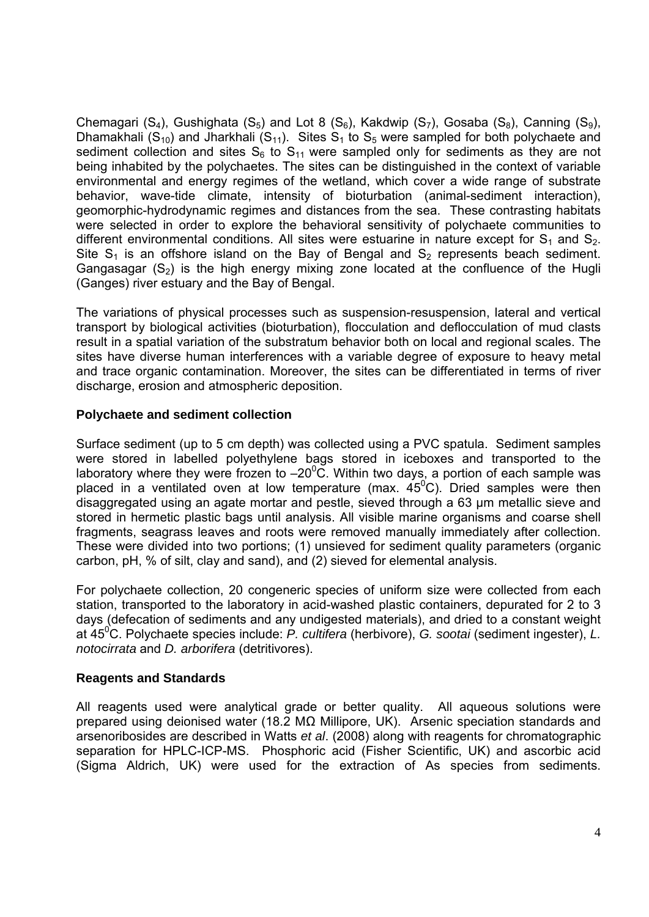Chemagari ($S_4$), Gushighata ($S_5$) and Lot 8 ($S_6$), Kakdwip ($S_7$), Gosaba ($S_8$), Canning ($S_9$), Dhamakhali ($S_{10}$) and Jharkhali ($S_{11}$). Sites $S_1$ to $S_5$ were sampled for both polychaete and sediment collection and sites $S_6$ to $S_{11}$ were sampled only for sediments as they are not being inhabited by the polychaetes. The sites can be distinguished in the context of variable environmental and energy regimes of the wetland, which cover a wide range of substrate behavior, wave-tide climate, intensity of bioturbation (animal-sediment interaction), geomorphic-hydrodynamic regimes and distances from the sea. These contrasting habitats were selected in order to explore the behavioral sensitivity of polychaete communities to different environmental conditions. All sites were estuarine in nature except for $S_1$ and $S_2$. Site $S_1$ is an offshore island on the Bay of Bengal and $S_2$ represents beach sediment. Gangasagar ($S_2$) is the high energy mixing zone located at the confluence of the Hugli (Ganges) river estuary and the Bay of Bengal.

The variations of physical processes such as suspension-resuspension, lateral and vertical transport by biological activities (bioturbation), flocculation and deflocculation of mud clasts result in a spatial variation of the substratum behavior both on local and regional scales. The sites have diverse human interferences with a variable degree of exposure to heavy metal and trace organic contamination. Moreover, the sites can be differentiated in terms of river discharge, erosion and atmospheric deposition.

### Polychaete and sediment collection

Surface sediment (up to 5 cm depth) was collected using a PVC spatula. Sediment samples were stored in labelled polyethylene bags stored in iceboxes and transported to the laboratory where they were frozen to $-20^0$C. Within two days, a portion of each sample was placed in a ventilated oven at low temperature (max. $45^0$C). Dried samples were then disaggregated using an agate mortar and pestle, sieved through a 63 µm metallic sieve and stored in hermetic plastic bags until analysis. All visible marine organisms and coarse shell fragments, seagrass leaves and roots were removed manually immediately after collection. These were divided into two portions; (1) unsieved for sediment quality parameters (organic carbon, pH, % of silt, clay and sand), and (2) sieved for elemental analysis.

For polychaete collection, 20 congeneric species of uniform size were collected from each station, transported to the laboratory in acid-washed plastic containers, depurated for 2 to 3 days (defecation of sediments and any undigested materials), and dried to a constant weight at $45^0$C. Polychaete species include: *P. cultifera* (herbivore), *G. sootai* (sediment ingester), *L. notocirrata* and *D. arborifera* (detritivores).

### Reagents and Standards

All reagents used were analytical grade or better quality. All aqueous solutions were prepared using deionised water (18.2 MΩ Millipore, UK). Arsenic speciation standards and arsenoribosides are described in Watts *et al*. (2008) along with reagents for chromatographic separation for HPLC-ICP-MS. Phosphoric acid (Fisher Scientific, UK) and ascorbic acid (Sigma Aldrich, UK) were used for the extraction of As species from sediments.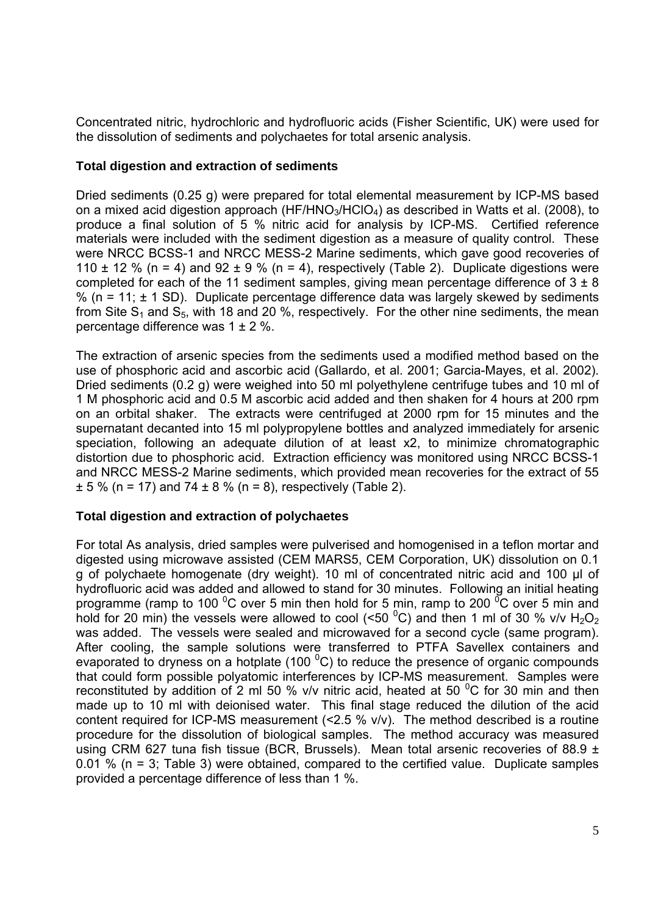Concentrated nitric, hydrochloric and hydrofluoric acids (Fisher Scientific, UK) were used for the dissolution of sediments and polychaetes for total arsenic analysis.

### Total digestion and extraction of sediments

Dried sediments (0.25 g) were prepared for total elemental measurement by ICP-MS based on a mixed acid digestion approach ($HF/HNO_3/HClO_4$) as described in Watts et al. (2008), to produce a final solution of 5 % nitric acid for analysis by ICP-MS. Certified reference materials were included with the sediment digestion as a measure of quality control. These were NRCC BCSS-1 and NRCC MESS-2 Marine sediments, which gave good recoveries of 110 ± 12 % (n = 4) and 92 ± 9 % (n = 4), respectively (Table 2). Duplicate digestions were completed for each of the 11 sediment samples, giving mean percentage difference of 3 ± 8 % (n = 11; ± 1 SD). Duplicate percentage difference data was largely skewed by sediments from Site $S_1$ and $S_5$, with 18 and 20 %, respectively. For the other nine sediments, the mean percentage difference was 1 ± 2 %.

The extraction of arsenic species from the sediments used a modified method based on the use of phosphoric acid and ascorbic acid (Gallardo, et al. 2001; Garcia-Mayes, et al. 2002). Dried sediments (0.2 g) were weighed into 50 ml polyethylene centrifuge tubes and 10 ml of 1 M phosphoric acid and 0.5 M ascorbic acid added and then shaken for 4 hours at 200 rpm on an orbital shaker. The extracts were centrifuged at 2000 rpm for 15 minutes and the supernatant decanted into 15 ml polypropylene bottles and analyzed immediately for arsenic speciation, following an adequate dilution of at least x2, to minimize chromatographic distortion due to phosphoric acid. Extraction efficiency was monitored using NRCC BCSS-1 and NRCC MESS-2 Marine sediments, which provided mean recoveries for the extract of 55 ± 5 % (n = 17) and 74 ± 8 % (n = 8), respectively (Table 2).

### Total digestion and extraction of polychaetes

For total As analysis, dried samples were pulverised and homogenised in a teflon mortar and digested using microwave assisted (CEM MARS5, CEM Corporation, UK) dissolution on 0.1 g of polychaete homogenate (dry weight). 10 ml of concentrated nitric acid and 100 µl of hydrofluoric acid was added and allowed to stand for 30 minutes. Following an initial heating programme (ramp to 100 $^0$C over 5 min then hold for 5 min, ramp to 200 $^0$C over 5 min and hold for 20 min) the vessels were allowed to cool (<50 $^0$C) and then 1 ml of 30 % v/v $H_2O_2$ was added. The vessels were sealed and microwaved for a second cycle (same program). After cooling, the sample solutions were transferred to PTFA Savellex containers and evaporated to dryness on a hotplate (100 $^0$C) to reduce the presence of organic compounds that could form possible polyatomic interferences by ICP-MS measurement. Samples were reconstituted by addition of 2 ml 50 % v/v nitric acid, heated at 50 $^0$C for 30 min and then made up to 10 ml with deionised water. This final stage reduced the dilution of the acid content required for ICP-MS measurement (<2.5 % v/v). The method described is a routine procedure for the dissolution of biological samples. The method accuracy was measured using CRM 627 tuna fish tissue (BCR, Brussels). Mean total arsenic recoveries of 88.9 ± 0.01 % (n = 3; Table 3) were obtained, compared to the certified value. Duplicate samples provided a percentage difference of less than 1 %.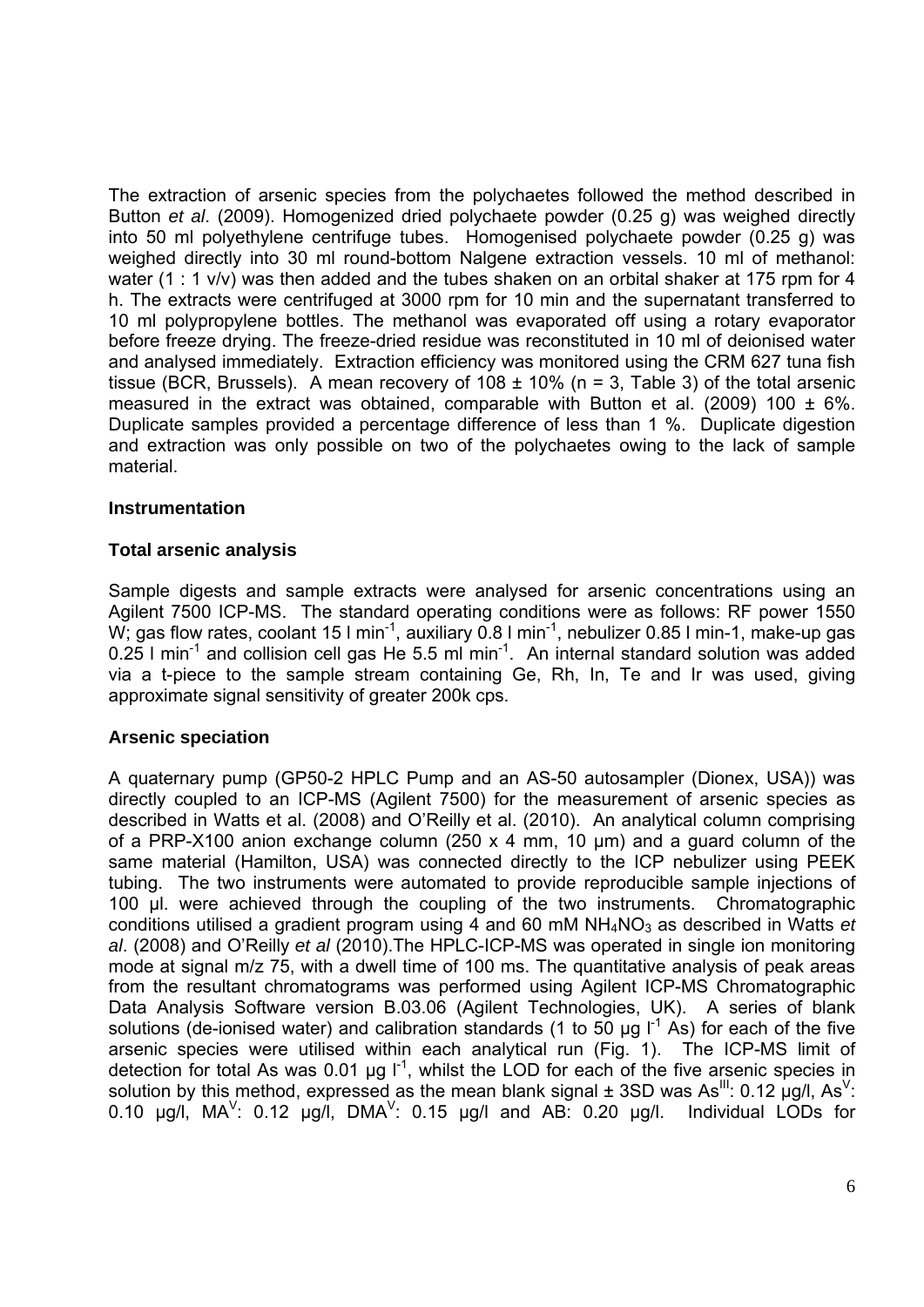The extraction of arsenic species from the polychaetes followed the method described in Button *et al*. (2009). Homogenized dried polychaete powder (0.25 g) was weighed directly into 50 ml polyethylene centrifuge tubes. Homogenised polychaete powder (0.25 g) was weighed directly into 30 ml round-bottom Nalgene extraction vessels. 10 ml of methanol: water (1 : 1 v/v) was then added and the tubes shaken on an orbital shaker at 175 rpm for 4 h. The extracts were centrifuged at 3000 rpm for 10 min and the supernatant transferred to 10 ml polypropylene bottles. The methanol was evaporated off using a rotary evaporator before freeze drying. The freeze-dried residue was reconstituted in 10 ml of deionised water and analysed immediately. Extraction efficiency was monitored using the CRM 627 tuna fish tissue (BCR, Brussels). A mean recovery of 108 ± 10% (n = 3, Table 3) of the total arsenic measured in the extract was obtained, comparable with Button et al. (2009) 100 ± 6%. Duplicate samples provided a percentage difference of less than 1 %. Duplicate digestion and extraction was only possible on two of the polychaetes owing to the lack of sample material.

### Instrumentation

### Total arsenic analysis

Sample digests and sample extracts were analysed for arsenic concentrations using an Agilent 7500 ICP-MS. The standard operating conditions were as follows: RF power 1550 W; gas flow rates, coolant 15 l $min^{-1}$, auxiliary 0.8 l $min^{-1}$, nebulizer 0.85 l min-1, make-up gas 0.25 l $min^{-1}$ and collision cell gas He 5.5 ml $min^{-1}$. An internal standard solution was added via a t-piece to the sample stream containing Ge, Rh, In, Te and Ir was used, giving approximate signal sensitivity of greater 200k cps.

### Arsenic speciation

A quaternary pump (GP50-2 HPLC Pump and an AS-50 autosampler (Dionex, USA)) was directly coupled to an ICP-MS (Agilent 7500) for the measurement of arsenic species as described in Watts et al. (2008) and O'Reilly et al. (2010). An analytical column comprising of a PRP-X100 anion exchange column (250 x 4 mm, 10 µm) and a guard column of the same material (Hamilton, USA) was connected directly to the ICP nebulizer using PEEK tubing. The two instruments were automated to provide reproducible sample injections of 100 µl. were achieved through the coupling of the two instruments. Chromatographic conditions utilised a gradient program using 4 and 60 mM $NH_4NO_3$ as described in Watts *et al*. (2008) and O'Reilly *et al* (2010).The HPLC-ICP-MS was operated in single ion monitoring mode at signal m/z 75, with a dwell time of 100 ms. The quantitative analysis of peak areas from the resultant chromatograms was performed using Agilent ICP-MS Chromatographic Data Analysis Software version B.03.06 (Agilent Technologies, UK). A series of blank solutions (de-ionised water) and calibration standards (1 to 50 µg $l^{-1}$ As) for each of the five arsenic species were utilised within each analytical run (Fig. 1). The ICP-MS limit of detection for total As was 0.01 µg $l^{-1}$, whilst the LOD for each of the five arsenic species in solution by this method, expressed as the mean blank signal ± 3SD was $As^{III}$: 0.12 µg/l, $As^{V}$: 0.10 µg/l, $MA^{V}$: 0.12 µg/l, $DMA^{V}$: 0.15 µg/l and AB: 0.20 µg/l. Individual LODs for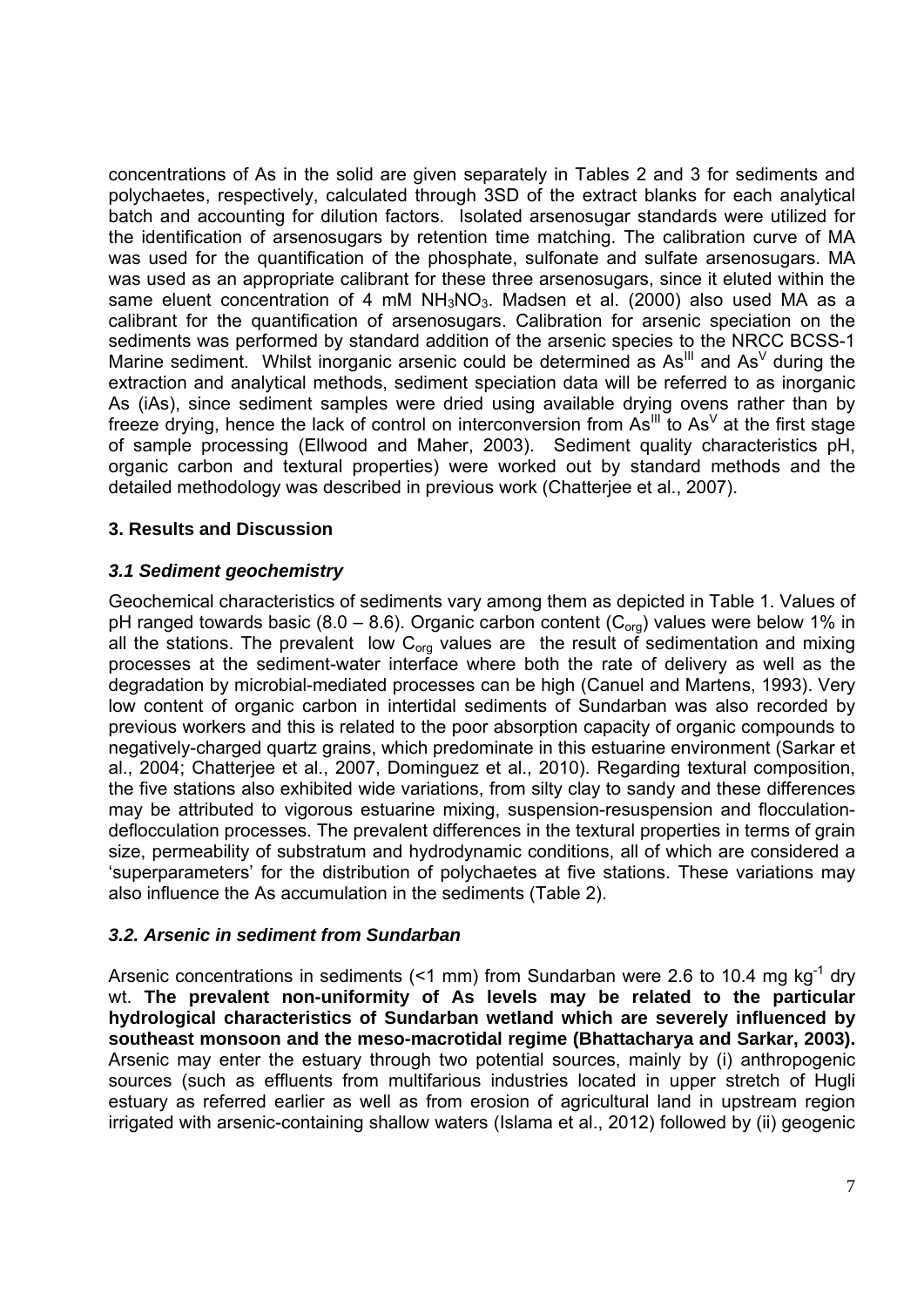concentrations of As in the solid are given separately in Tables 2 and 3 for sediments and polychaetes, respectively, calculated through 3SD of the extract blanks for each analytical batch and accounting for dilution factors. Isolated arsenosugar standards were utilized for the identification of arsenosugars by retention time matching. The calibration curve of MA was used for the quantification of the phosphate, sulfonate and sulfate arsenosugars. MA was used as an appropriate calibrant for these three arsenosugars, since it eluted within the same eluent concentration of 4 mM $NH_3NO_3$. Madsen et al. (2000) also used MA as a calibrant for the quantification of arsenosugars. Calibration for arsenic speciation on the sediments was performed by standard addition of the arsenic species to the NRCC BCSS-1 Marine sediment. Whilst inorganic arsenic could be determined as $As^{III}$ and $As^{V}$ during the extraction and analytical methods, sediment speciation data will be referred to as inorganic As (iAs), since sediment samples were dried using available drying ovens rather than by freeze drying, hence the lack of control on interconversion from $As^{III}$ to $As^{V}$ at the first stage of sample processing (Ellwood and Maher, 2003). Sediment quality characteristics pH, organic carbon and textural properties) were worked out by standard methods and the detailed methodology was described in previous work (Chatterjee et al., 2007).

## 3. Results and Discussion

### *3.1 Sediment geochemistry*

Geochemical characteristics of sediments vary among them as depicted in Table 1. Values of pH ranged towards basic (8.0 – 8.6). Organic carbon content ($C_{org}$) values were below 1% in all the stations. The prevalent low $C_{org}$ values are the result of sedimentation and mixing processes at the sediment-water interface where both the rate of delivery as well as the degradation by microbial-mediated processes can be high (Canuel and Martens, 1993). Very low content of organic carbon in intertidal sediments of Sundarban was also recorded by previous workers and this is related to the poor absorption capacity of organic compounds to negatively-charged quartz grains, which predominate in this estuarine environment (Sarkar et al., 2004; Chatterjee et al., 2007, Dominguez et al., 2010). Regarding textural composition, the five stations also exhibited wide variations, from silty clay to sandy and these differences may be attributed to vigorous estuarine mixing, suspension-resuspension and flocculation-deflocculation processes. The prevalent differences in the textural properties in terms of grain size, permeability of substratum and hydrodynamic conditions, all of which are considered a 'superparameters' for the distribution of polychaetes at five stations. These variations may also influence the As accumulation in the sediments (Table 2).

### *3.2. Arsenic in sediment from Sundarban*

Arsenic concentrations in sediments (<1 mm) from Sundarban were 2.6 to 10.4 mg $kg^{-1}$ dry wt. **The prevalent non-uniformity of As levels may be related to the particular hydrological characteristics of Sundarban wetland which are severely influenced by southeast monsoon and the meso-macrotidal regime (Bhattacharya and Sarkar, 2003).** Arsenic may enter the estuary through two potential sources, mainly by (i) anthropogenic sources (such as effluents from multifarious industries located in upper stretch of Hugli estuary as referred earlier as well as from erosion of agricultural land in upstream region irrigated with arsenic-containing shallow waters (Islama et al., 2012) followed by (ii) geogenic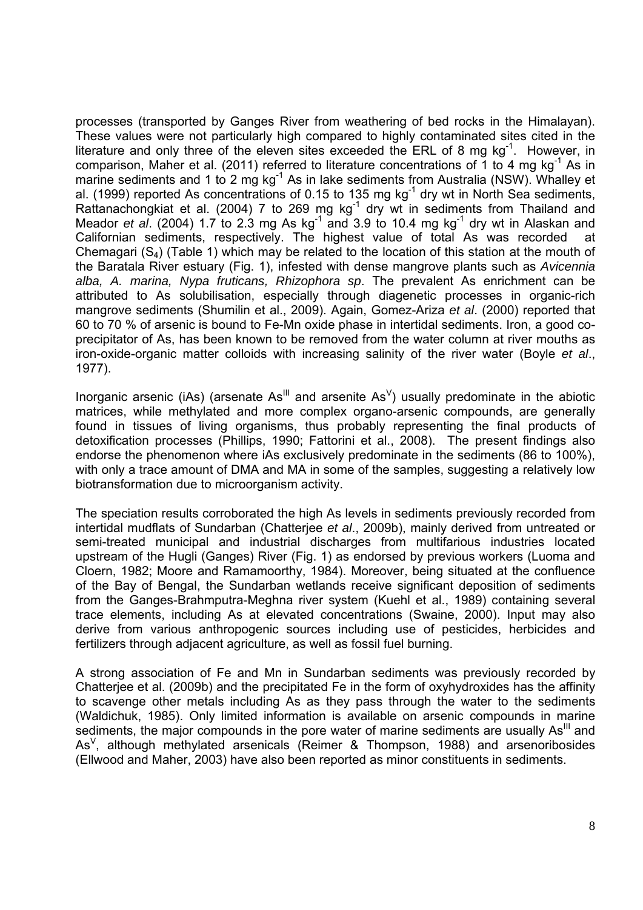processes (transported by Ganges River from weathering of bed rocks in the Himalayan). These values were not particularly high compared to highly contaminated sites cited in the literature and only three of the eleven sites exceeded the ERL of 8 mg $kg^{-1}$. However, in comparison, Maher et al. (2011) referred to literature concentrations of 1 to 4 mg $kg^{-1}$ As in marine sediments and 1 to 2 mg $kg^{-1}$ As in lake sediments from Australia (NSW). Whalley et al. (1999) reported As concentrations of 0.15 to 135 mg $kg^{-1}$ dry wt in North Sea sediments, Rattanachongkiat et al. (2004) 7 to 269 mg $kg^{-1}$ dry wt in sediments from Thailand and Meador *et al*. (2004) 1.7 to 2.3 mg As $kg^{-1}$ and 3.9 to 10.4 mg $kg^{-1}$ dry wt in Alaskan and Californian sediments, respectively. The highest value of total As was recorded at Chemagari ($S_4$) (Table 1) which may be related to the location of this station at the mouth of the Baratala River estuary (Fig. 1), infested with dense mangrove plants such as *Avicennia alba, A. marina, Nypa fruticans, Rhizophora sp*. The prevalent As enrichment can be attributed to As solubilisation, especially through diagenetic processes in organic-rich mangrove sediments (Shumilin et al., 2009). Again, Gomez-Ariza *et al*. (2000) reported that 60 to 70 % of arsenic is bound to Fe-Mn oxide phase in intertidal sediments. Iron, a good co-precipitator of As, has been known to be removed from the water column at river mouths as iron-oxide-organic matter colloids with increasing salinity of the river water (Boyle *et al*., 1977).

Inorganic arsenic (iAs) (arsenate $As^{III}$ and arsenite $As^{V}$) usually predominate in the abiotic matrices, while methylated and more complex organo-arsenic compounds, are generally found in tissues of living organisms, thus probably representing the final products of detoxification processes (Phillips, 1990; Fattorini et al., 2008). The present findings also endorse the phenomenon where iAs exclusively predominate in the sediments (86 to 100%), with only a trace amount of DMA and MA in some of the samples, suggesting a relatively low biotransformation due to microorganism activity.

The speciation results corroborated the high As levels in sediments previously recorded from intertidal mudflats of Sundarban (Chatterjee *et al*., 2009b), mainly derived from untreated or semi-treated municipal and industrial discharges from multifarious industries located upstream of the Hugli (Ganges) River (Fig. 1) as endorsed by previous workers (Luoma and Cloern, 1982; Moore and Ramamoorthy, 1984). Moreover, being situated at the confluence of the Bay of Bengal, the Sundarban wetlands receive significant deposition of sediments from the Ganges-Brahmputra-Meghna river system (Kuehl et al., 1989) containing several trace elements, including As at elevated concentrations (Swaine, 2000). Input may also derive from various anthropogenic sources including use of pesticides, herbicides and fertilizers through adjacent agriculture, as well as fossil fuel burning.

A strong association of Fe and Mn in Sundarban sediments was previously recorded by Chatterjee et al. (2009b) and the precipitated Fe in the form of oxyhydroxides has the affinity to scavenge other metals including As as they pass through the water to the sediments (Waldichuk, 1985). Only limited information is available on arsenic compounds in marine sediments, the major compounds in the pore water of marine sediments are usually $As^{III}$ and $As^{V}$, although methylated arsenicals (Reimer & Thompson, 1988) and arsenoribosides (Ellwood and Maher, 2003) have also been reported as minor constituents in sediments.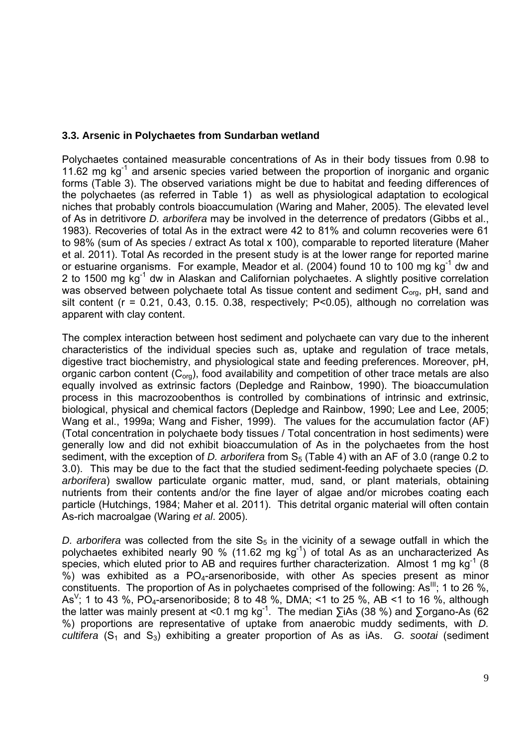### 3.3. Arsenic in Polychaetes from Sundarban wetland

Polychaetes contained measurable concentrations of As in their body tissues from 0.98 to 11.62 mg $kg^{-1}$ and arsenic species varied between the proportion of inorganic and organic forms (Table 3). The observed variations might be due to habitat and feeding differences of the polychaetes (as referred in Table 1) as well as physiological adaptation to ecological niches that probably controls bioaccumulation (Waring and Maher, 2005). The elevated level of As in detritivore *D. arborifera* may be involved in the deterrence of predators (Gibbs et al., 1983). Recoveries of total As in the extract were 42 to 81% and column recoveries were 61 to 98% (sum of As species / extract As total x 100), comparable to reported literature (Maher et al. 2011). Total As recorded in the present study is at the lower range for reported marine or estuarine organisms. For example, Meador et al. (2004) found 10 to 100 mg $kg^{-1}$ dw and 2 to 1500 mg $kg^{-1}$ dw in Alaskan and Californian polychaetes. A slightly positive correlation was observed between polychaete total As tissue content and sediment $C_{org}$, pH, sand and silt content ($r$ = 0.21, 0.43, 0.15. 0.38, respectively; $P<0.05$), although no correlation was apparent with clay content.

The complex interaction between host sediment and polychaete can vary due to the inherent characteristics of the individual species such as, uptake and regulation of trace metals, digestive tract biochemistry, and physiological state and feeding preferences. Moreover, pH, organic carbon content ($C_{org}$), food availability and competition of other trace metals are also equally involved as extrinsic factors (Depledge and Rainbow, 1990). The bioaccumulation process in this macrozoobenthos is controlled by combinations of intrinsic and extrinsic, biological, physical and chemical factors (Depledge and Rainbow, 1990; Lee and Lee, 2005; Wang et al., 1999a; Wang and Fisher, 1999). The values for the accumulation factor (AF) (Total concentration in polychaete body tissues / Total concentration in host sediments) were generally low and did not exhibit bioaccumulation of As in the polychaetes from the host sediment, with the exception of *D. arborifera* from $S_5$ (Table 4) with an AF of 3.0 (range 0.2 to 3.0). This may be due to the fact that the studied sediment-feeding polychaete species (*D. arborifera*) swallow particulate organic matter, mud, sand, or plant materials, obtaining nutrients from their contents and/or the fine layer of algae and/or microbes coating each particle (Hutchings, 1984; Maher et al. 2011). This detrital organic material will often contain As-rich macroalgae (Waring *et al*. 2005).

*D. arborifera* was collected from the site $S_5$ in the vicinity of a sewage outfall in which the polychaetes exhibited nearly 90 % (11.62 mg $kg^{-1}$) of total As as an uncharacterized As species, which eluted prior to AB and requires further characterization. Almost 1 mg $kg^{-1}$ (8 %) was exhibited as a $PO_4$-arsenoriboside, with other As species present as minor constituents. The proportion of As in polychaetes comprised of the following: $As^{III}$; 1 to 26 %, $As^{V}$; 1 to 43 %, $PO_4$-arsenoriboside; 8 to 48 %, DMA; <1 to 25 %, AB <1 to 16 %, although the latter was mainly present at <0.1 mg $kg^{-1}$. The median ∑iAs (38 %) and ∑organo-As (62 %) proportions are representative of uptake from anaerobic muddy sediments, with *D. cultifera* ($S_1$ and $S_3$) exhibiting a greater proportion of As as iAs. *G. sootai* (sediment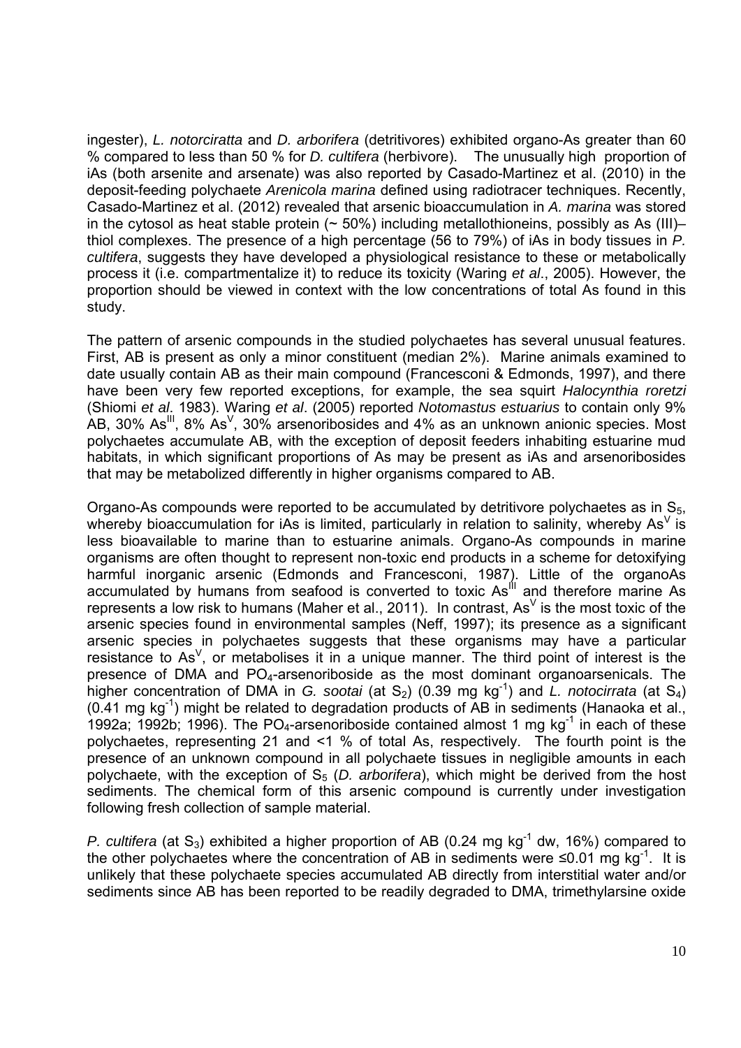ingester), *L. notorciratta* and *D. arborifera* (detritivores) exhibited organo-As greater than 60 % compared to less than 50 % for *D. cultifera* (herbivore). The unusually high proportion of iAs (both arsenite and arsenate) was also reported by Casado-Martinez et al. (2010) in the deposit-feeding polychaete *Arenicola marina* defined using radiotracer techniques. Recently, Casado-Martinez et al. (2012) revealed that arsenic bioaccumulation in *A. marina* was stored in the cytosol as heat stable protein (~ 50%) including metallothioneins, possibly as As (III)–thiol complexes. The presence of a high percentage (56 to 79%) of iAs in body tissues in *P. cultifera*, suggests they have developed a physiological resistance to these or metabolically process it (i.e. compartmentalize it) to reduce its toxicity (Waring *et al*., 2005). However, the proportion should be viewed in context with the low concentrations of total As found in this study.

The pattern of arsenic compounds in the studied polychaetes has several unusual features. First, AB is present as only a minor constituent (median 2%). Marine animals examined to date usually contain AB as their main compound (Francesconi & Edmonds, 1997), and there have been very few reported exceptions, for example, the sea squirt *Halocynthia roretzi* (Shiomi *et al*. 1983). Waring *et al*. (2005) reported *Notomastus estuarius* to contain only 9% AB, 30% $As^{III}$, 8% $As^{V}$, 30% arsenoribosides and 4% as an unknown anionic species. Most polychaetes accumulate AB, with the exception of deposit feeders inhabiting estuarine mud habitats, in which significant proportions of As may be present as iAs and arsenoribosides that may be metabolized differently in higher organisms compared to AB.

Organo-As compounds were reported to be accumulated by detritivore polychaetes as in $S_5$, whereby bioaccumulation for iAs is limited, particularly in relation to salinity, whereby $As^{V}$ is less bioavailable to marine than to estuarine animals. Organo-As compounds in marine organisms are often thought to represent non-toxic end products in a scheme for detoxifying harmful inorganic arsenic (Edmonds and Francesconi, 1987). Little of the organoAs accumulated by humans from seafood is converted to toxic $As^{III}$ and therefore marine As represents a low risk to humans (Maher et al., 2011). In contrast, $As^{V}$ is the most toxic of the arsenic species found in environmental samples (Neff, 1997); its presence as a significant arsenic species in polychaetes suggests that these organisms may have a particular resistance to $As^{V}$, or metabolises it in a unique manner. The third point of interest is the presence of DMA and $PO_4$-arsenoriboside as the most dominant organoarsenicals. The higher concentration of DMA in *G. sootai* (at $S_2$) (0.39 mg $kg^{-1}$) and *L. notocirrata* (at $S_4$) (0.41 mg $kg^{-1}$) might be related to degradation products of AB in sediments (Hanaoka et al., 1992a; 1992b; 1996). The $PO_4$-arsenoriboside contained almost 1 mg $kg^{-1}$ in each of these polychaetes, representing 21 and <1 % of total As, respectively. The fourth point is the presence of an unknown compound in all polychaete tissues in negligible amounts in each polychaete, with the exception of $S_5$ (*D. arborifera*), which might be derived from the host sediments. The chemical form of this arsenic compound is currently under investigation following fresh collection of sample material.

*P. cultifera* (at $S_3$) exhibited a higher proportion of AB (0.24 mg $kg^{-1}$ dw, 16%) compared to the other polychaetes where the concentration of AB in sediments were ≤0.01 mg $kg^{-1}$. It is unlikely that these polychaete species accumulated AB directly from interstitial water and/or sediments since AB has been reported to be readily degraded to DMA, trimethylarsine oxide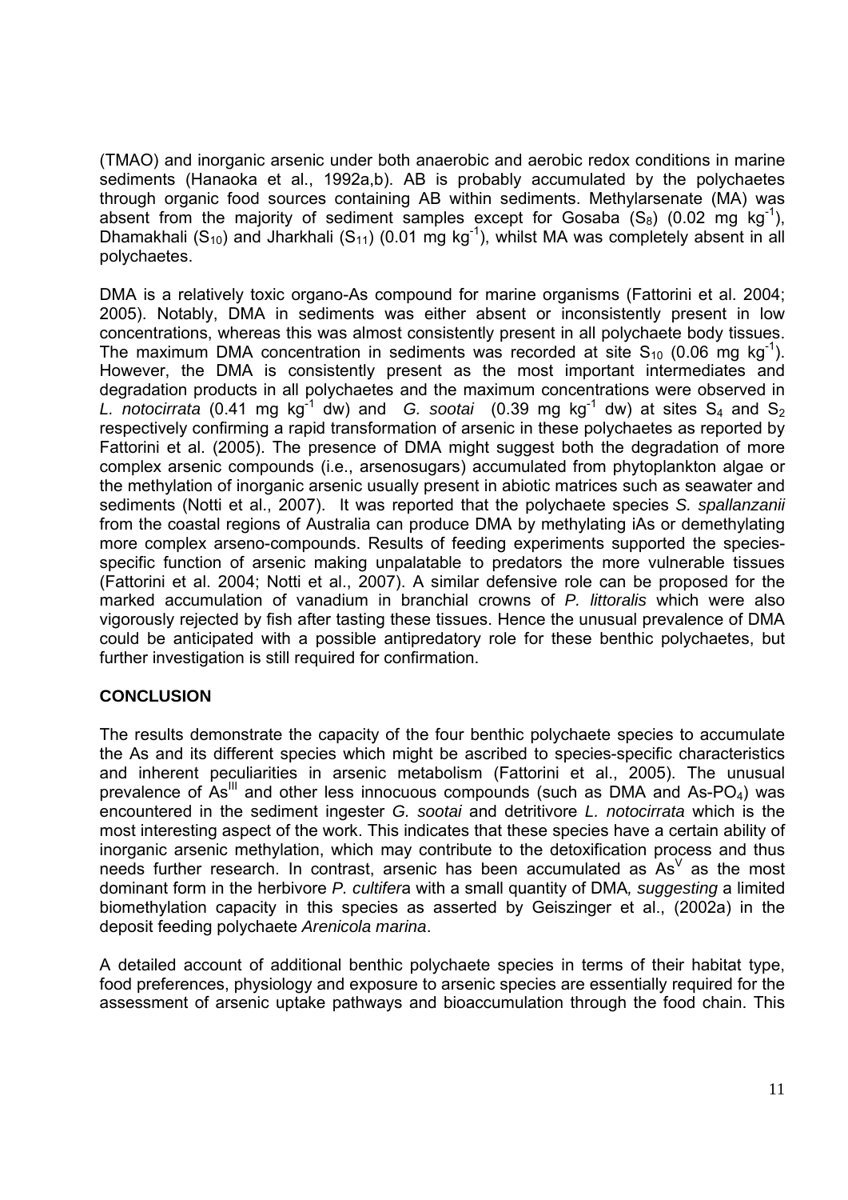(TMAO) and inorganic arsenic under both anaerobic and aerobic redox conditions in marine sediments (Hanaoka et al., 1992a,b). AB is probably accumulated by the polychaetes through organic food sources containing AB within sediments. Methylarsenate (MA) was absent from the majority of sediment samples except for Gosaba ($S_8$) (0.02 mg $kg^{-1}$), Dhamakhali ($S_{10}$) and Jharkhali ($S_{11}$) (0.01 mg $kg^{-1}$), whilst MA was completely absent in all polychaetes.

DMA is a relatively toxic organo-As compound for marine organisms (Fattorini et al. 2004; 2005). Notably, DMA in sediments was either absent or inconsistently present in low concentrations, whereas this was almost consistently present in all polychaete body tissues. The maximum DMA concentration in sediments was recorded at site $S_{10}$ (0.06 mg $kg^{-1}$). However, the DMA is consistently present as the most important intermediates and degradation products in all polychaetes and the maximum concentrations were observed in *L. notocirrata* (0.41 mg $kg^{-1}$ dw) and *G. sootai* (0.39 mg $kg^{-1}$ dw) at sites $S_4$ and $S_2$ respectively confirming a rapid transformation of arsenic in these polychaetes as reported by Fattorini et al. (2005). The presence of DMA might suggest both the degradation of more complex arsenic compounds (i.e., arsenosugars) accumulated from phytoplankton algae or the methylation of inorganic arsenic usually present in abiotic matrices such as seawater and sediments (Notti et al., 2007). It was reported that the polychaete species *S. spallanzanii* from the coastal regions of Australia can produce DMA by methylating iAs or demethylating more complex arseno-compounds. Results of feeding experiments supported the species-specific function of arsenic making unpalatable to predators the more vulnerable tissues (Fattorini et al. 2004; Notti et al., 2007). A similar defensive role can be proposed for the marked accumulation of vanadium in branchial crowns of *P. littoralis* which were also vigorously rejected by fish after tasting these tissues. Hence the unusual prevalence of DMA could be anticipated with a possible antipredatory role for these benthic polychaetes, but further investigation is still required for confirmation.

## CONCLUSION

The results demonstrate the capacity of the four benthic polychaete species to accumulate the As and its different species which might be ascribed to species-specific characteristics and inherent peculiarities in arsenic metabolism (Fattorini et al., 2005). The unusual prevalence of $As^{III}$ and other less innocuous compounds (such as DMA and As-$PO_4$) was encountered in the sediment ingester *G. sootai* and detritivore *L. notocirrata* which is the most interesting aspect of the work. This indicates that these species have a certain ability of inorganic arsenic methylation, which may contribute to the detoxification process and thus needs further research. In contrast, arsenic has been accumulated as $As^{V}$ as the most dominant form in the herbivore *P. cultifera* with a small quantity of DMA*, suggesting* a limited biomethylation capacity in this species as asserted by Geiszinger et al., (2002a) in the deposit feeding polychaete *Arenicola marina*.

A detailed account of additional benthic polychaete species in terms of their habitat type, food preferences, physiology and exposure to arsenic species are essentially required for the assessment of arsenic uptake pathways and bioaccumulation through the food chain. This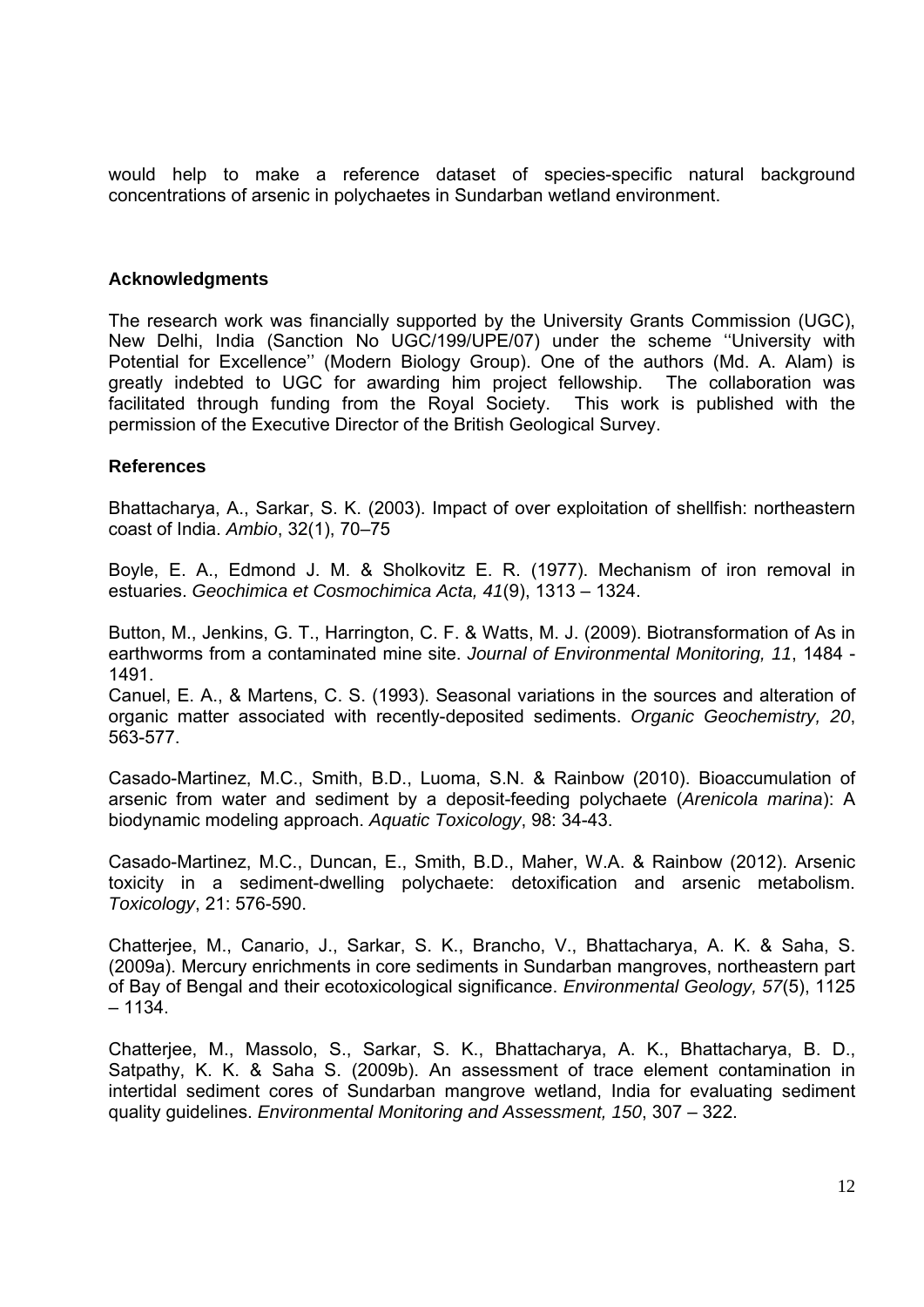would help to make a reference dataset of species-specific natural background concentrations of arsenic in polychaetes in Sundarban wetland environment.

## Acknowledgments

The research work was financially supported by the University Grants Commission (UGC), New Delhi, India (Sanction No UGC/199/UPE/07) under the scheme ''University with Potential for Excellence'' (Modern Biology Group). One of the authors (Md. A. Alam) is greatly indebted to UGC for awarding him project fellowship. The collaboration was facilitated through funding from the Royal Society. This work is published with the permission of the Executive Director of the British Geological Survey.

## References

Bhattacharya, A., Sarkar, S. K. (2003). Impact of over exploitation of shellfish: northeastern coast of India. *Ambio*, 32(1), 70–75

Boyle, E. A., Edmond J. M. & Sholkovitz E. R. (1977). Mechanism of iron removal in estuaries. *Geochimica et Cosmochimica Acta, 41*(9), 1313 – 1324.

Button, M., Jenkins, G. T., Harrington, C. F. & Watts, M. J. (2009). Biotransformation of As in earthworms from a contaminated mine site. *Journal of Environmental Monitoring, 11*, 1484 - 1491.

Canuel, E. A., & Martens, C. S. (1993). Seasonal variations in the sources and alteration of organic matter associated with recently-deposited sediments. *Organic Geochemistry, 20*, 563-577.

Casado-Martinez, M.C., Smith, B.D., Luoma, S.N. & Rainbow (2010). Bioaccumulation of arsenic from water and sediment by a deposit-feeding polychaete (*Arenicola marina*): A biodynamic modeling approach. *Aquatic Toxicology*, 98: 34-43.

Casado-Martinez, M.C., Duncan, E., Smith, B.D., Maher, W.A. & Rainbow (2012). Arsenic toxicity in a sediment-dwelling polychaete: detoxification and arsenic metabolism. *Toxicology*, 21: 576-590.

Chatterjee, M., Canario, J., Sarkar, S. K., Brancho, V., Bhattacharya, A. K. & Saha, S. (2009a). Mercury enrichments in core sediments in Sundarban mangroves, northeastern part of Bay of Bengal and their ecotoxicological significance. *Environmental Geology, 57*(5), 1125 – 1134.

Chatterjee, M., Massolo, S., Sarkar, S. K., Bhattacharya, A. K., Bhattacharya, B. D., Satpathy, K. K. & Saha S. (2009b). An assessment of trace element contamination in intertidal sediment cores of Sundarban mangrove wetland, India for evaluating sediment quality guidelines. *Environmental Monitoring and Assessment, 150*, 307 – 322.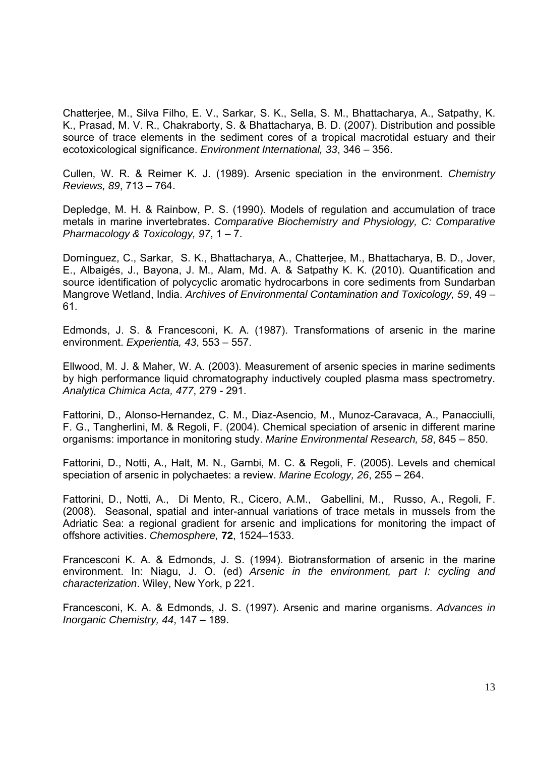Chatterjee, M., Silva Filho, E. V., Sarkar, S. K., Sella, S. M., Bhattacharya, A., Satpathy, K. K., Prasad, M. V. R., Chakraborty, S. & Bhattacharya, B. D. (2007). Distribution and possible source of trace elements in the sediment cores of a tropical macrotidal estuary and their ecotoxicological significance. *Environment International, 33*, 346 – 356.

Cullen, W. R. & Reimer K. J. (1989). Arsenic speciation in the environment. *Chemistry Reviews, 89*, 713 – 764.

Depledge, M. H. & Rainbow, P. S. (1990). Models of regulation and accumulation of trace metals in marine invertebrates. *Comparative Biochemistry and Physiology, C: Comparative Pharmacology & Toxicology, 97*, 1 – 7.

Domínguez, C., Sarkar, S. K., Bhattacharya, A., Chatterjee, M., Bhattacharya, B. D., Jover, E., Albaigés, J., Bayona, J. M., Alam, Md. A. & Satpathy K. K. (2010). Quantification and source identification of polycyclic aromatic hydrocarbons in core sediments from Sundarban Mangrove Wetland, India. *Archives of Environmental Contamination and Toxicology, 59*, 49 – 61.

Edmonds, J. S. & Francesconi, K. A. (1987). Transformations of arsenic in the marine environment. *Experientia, 43*, 553 – 557.

Ellwood, M. J. & Maher, W. A. (2003). Measurement of arsenic species in marine sediments by high performance liquid chromatography inductively coupled plasma mass spectrometry. *Analytica Chimica Acta, 477*, 279 - 291.

Fattorini, D., Alonso-Hernandez, C. M., Diaz-Asencio, M., Munoz-Caravaca, A., Panacciulli, F. G., Tangherlini, M. & Regoli, F. (2004). Chemical speciation of arsenic in different marine organisms: importance in monitoring study. *Marine Environmental Research, 58*, 845 – 850.

Fattorini, D., Notti, A., Halt, M. N., Gambi, M. C. & Regoli, F. (2005). Levels and chemical speciation of arsenic in polychaetes: a review. *Marine Ecology, 26*, 255 – 264.

Fattorini, D., Notti, A., Di Mento, R., Cicero, A.M., Gabellini, M., Russo, A., Regoli, F. (2008). Seasonal, spatial and inter-annual variations of trace metals in mussels from the Adriatic Sea: a regional gradient for arsenic and implications for monitoring the impact of offshore activities. *Chemosphere,* **72**, 1524–1533.

Francesconi K. A. & Edmonds, J. S. (1994). Biotransformation of arsenic in the marine environment. In: Niagu, J. O. (ed) *Arsenic in the environment, part I: cycling and characterization*. Wiley, New York, p 221.

Francesconi, K. A. & Edmonds, J. S. (1997). Arsenic and marine organisms. *Advances in Inorganic Chemistry, 44*, 147 – 189.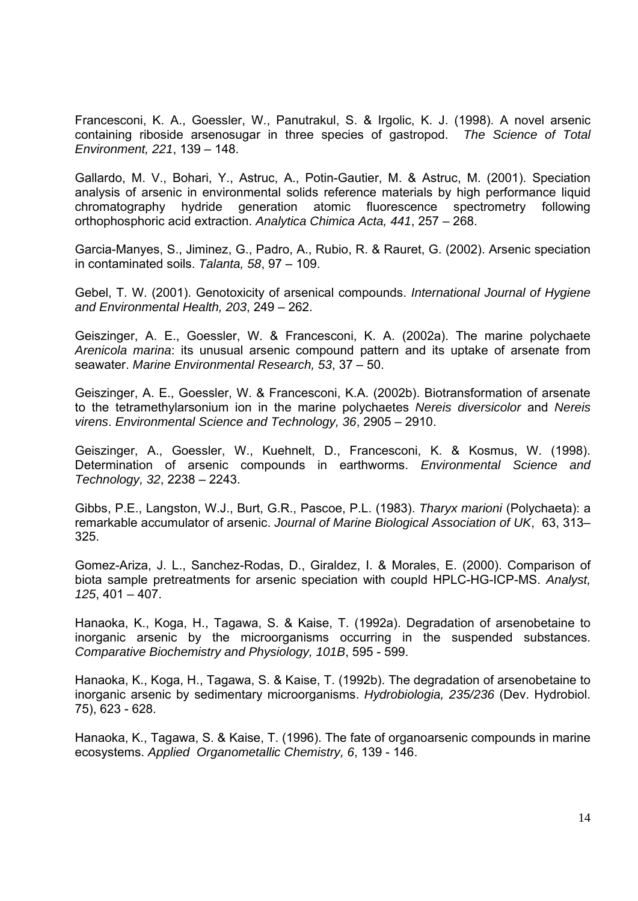Francesconi, K. A., Goessler, W., Panutrakul, S. & Irgolic, K. J. (1998). A novel arsenic containing riboside arsenosugar in three species of gastropod. *The Science of Total Environment, 221*, 139 – 148.

Gallardo, M. V., Bohari, Y., Astruc, A., Potin-Gautier, M. & Astruc, M. (2001). Speciation analysis of arsenic in environmental solids reference materials by high performance liquid chromatography hydride generation atomic fluorescence spectrometry following orthophosphoric acid extraction. *Analytica Chimica Acta, 441*, 257 – 268.

Garcia-Manyes, S., Jiminez, G., Padro, A., Rubio, R. & Rauret, G. (2002). Arsenic speciation in contaminated soils. *Talanta, 58*, 97 – 109.

Gebel, T. W. (2001). Genotoxicity of arsenical compounds. *International Journal of Hygiene and Environmental Health, 203*, 249 – 262.

Geiszinger, A. E., Goessler, W. & Francesconi, K. A. (2002a). The marine polychaete *Arenicola marina*: its unusual arsenic compound pattern and its uptake of arsenate from seawater. *Marine Environmental Research, 53*, 37 – 50.

Geiszinger, A. E., Goessler, W. & Francesconi, K.A. (2002b). Biotransformation of arsenate to the tetramethylarsonium ion in the marine polychaetes *Nereis diversicolor* and *Nereis virens*. *Environmental Science and Technology, 36*, 2905 – 2910.

Geiszinger, A., Goessler, W., Kuehnelt, D., Francesconi, K. & Kosmus, W. (1998). Determination of arsenic compounds in earthworms. *Environmental Science and Technology, 32*, 2238 – 2243.

Gibbs, P.E., Langston, W.J., Burt, G.R., Pascoe, P.L. (1983). *Tharyx marioni* (Polychaeta): a remarkable accumulator of arsenic. *Journal of Marine Biological Association of UK*, 63, 313–325.

Gomez-Ariza, J. L., Sanchez-Rodas, D., Giraldez, I. & Morales, E. (2000). Comparison of biota sample pretreatments for arsenic speciation with coupld HPLC-HG-ICP-MS. *Analyst, 125*, 401 – 407.

Hanaoka, K., Koga, H., Tagawa, S. & Kaise, T. (1992a). Degradation of arsenobetaine to inorganic arsenic by the microorganisms occurring in the suspended substances. *Comparative Biochemistry and Physiology, 101B*, 595 - 599.

Hanaoka, K., Koga, H., Tagawa, S. & Kaise, T. (1992b). The degradation of arsenobetaine to inorganic arsenic by sedimentary microorganisms. *Hydrobiologia, 235/236* (Dev. Hydrobiol. 75), 623 - 628.

Hanaoka, K., Tagawa, S. & Kaise, T. (1996). The fate of organoarsenic compounds in marine ecosystems. *Applied Organometallic Chemistry, 6*, 139 - 146.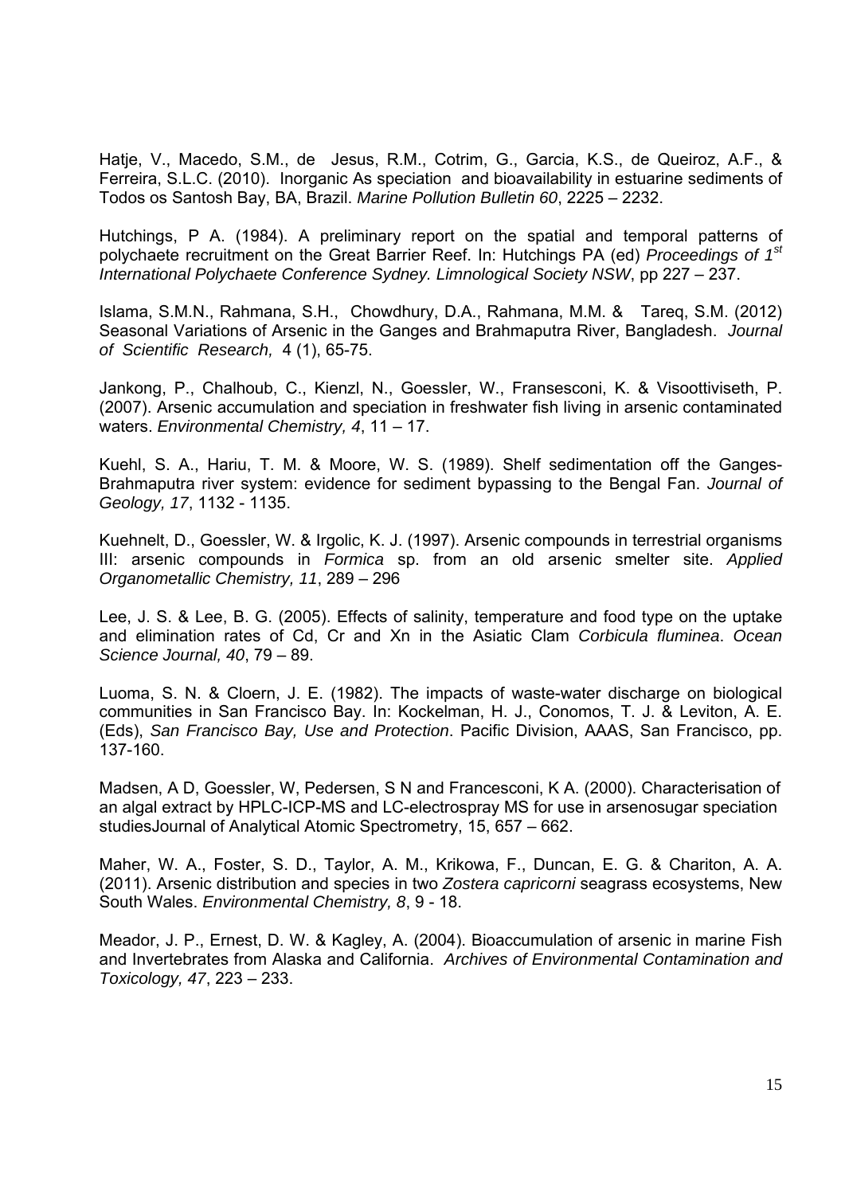Hatje, V., Macedo, S.M., de Jesus, R.M., Cotrim, G., Garcia, K.S., de Queiroz, A.F., & Ferreira, S.L.C. (2010). Inorganic As speciation and bioavailability in estuarine sediments of Todos os Santosh Bay, BA, Brazil. *Marine Pollution Bulletin 60*, 2225 – 2232.

Hutchings, P A. (1984). A preliminary report on the spatial and temporal patterns of polychaete recruitment on the Great Barrier Reef. In: Hutchings PA (ed) *Proceedings of 1st International Polychaete Conference Sydney. Limnological Society NSW*, pp 227 – 237.

Islama, S.M.N., Rahmana, S.H., Chowdhury, D.A., Rahmana, M.M. & Tareq, S.M. (2012) Seasonal Variations of Arsenic in the Ganges and Brahmaputra River, Bangladesh. *Journal of Scientific Research,* 4 (1), 65-75.

Jankong, P., Chalhoub, C., Kienzl, N., Goessler, W., Fransesconi, K. & Visoottiviseth, P. (2007). Arsenic accumulation and speciation in freshwater fish living in arsenic contaminated waters. *Environmental Chemistry, 4*, 11 – 17.

Kuehl, S. A., Hariu, T. M. & Moore, W. S. (1989). Shelf sedimentation off the Ganges-Brahmaputra river system: evidence for sediment bypassing to the Bengal Fan. *Journal of Geology, 17*, 1132 - 1135.

Kuehnelt, D., Goessler, W. & Irgolic, K. J. (1997). Arsenic compounds in terrestrial organisms III: arsenic compounds in *Formica* sp. from an old arsenic smelter site. *Applied Organometallic Chemistry, 11*, 289 – 296

Lee, J. S. & Lee, B. G. (2005). Effects of salinity, temperature and food type on the uptake and elimination rates of Cd, Cr and Xn in the Asiatic Clam *Corbicula fluminea*. *Ocean Science Journal, 40*, 79 – 89.

Luoma, S. N. & Cloern, J. E. (1982). The impacts of waste-water discharge on biological communities in San Francisco Bay. In: Kockelman, H. J., Conomos, T. J. & Leviton, A. E. (Eds), *San Francisco Bay, Use and Protection*. Pacific Division, AAAS, San Francisco, pp. 137-160.

Madsen, A D, Goessler, W, Pedersen, S N and Francesconi, K A. (2000). Characterisation of an algal extract by HPLC-ICP-MS and LC-electrospray MS for use in arsenosugar speciation studiesJournal of Analytical Atomic Spectrometry, 15, 657 – 662.

Maher, W. A., Foster, S. D., Taylor, A. M., Krikowa, F., Duncan, E. G. & Chariton, A. A. (2011). Arsenic distribution and species in two *Zostera capricorni* seagrass ecosystems, New South Wales. *Environmental Chemistry, 8*, 9 - 18.

Meador, J. P., Ernest, D. W. & Kagley, A. (2004). Bioaccumulation of arsenic in marine Fish and Invertebrates from Alaska and California. *Archives of Environmental Contamination and Toxicology, 47*, 223 – 233.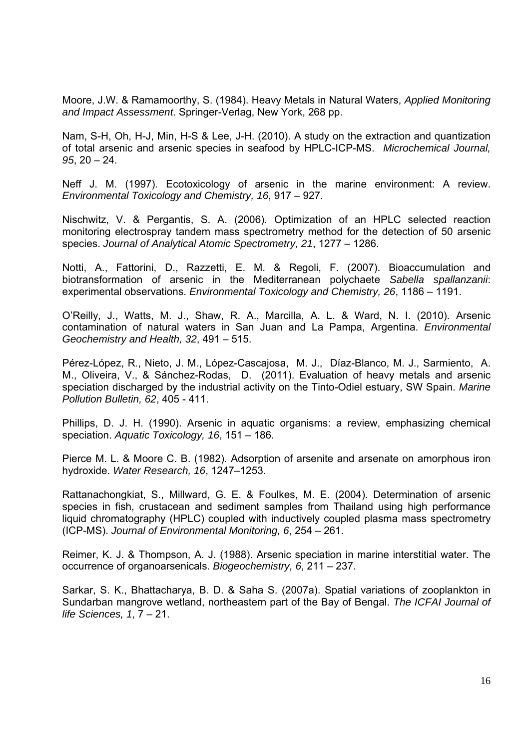Moore, J.W. & Ramamoorthy, S. (1984). Heavy Metals in Natural Waters, *Applied Monitoring and Impact Assessment*. Springer-Verlag, New York, 268 pp.

Nam, S-H, Oh, H-J, Min, H-S & Lee, J-H. (2010). A study on the extraction and quantization of total arsenic and arsenic species in seafood by HPLC-ICP-MS. *Microchemical Journal, 95*, 20 – 24.

Neff J. M. (1997). Ecotoxicology of arsenic in the marine environment: A review. *Environmental Toxicology and Chemistry, 16*, 917 – 927.

Nischwitz, V. & Pergantis, S. A. (2006). Optimization of an HPLC selected reaction monitoring electrospray tandem mass spectrometry method for the detection of 50 arsenic species. *Journal of Analytical Atomic Spectrometry, 21*, 1277 – 1286.

Notti, A., Fattorini, D., Razzetti, E. M. & Regoli, F. (2007). Bioaccumulation and biotransformation of arsenic in the Mediterranean polychaete *Sabella spallanzanii*: experimental observations. *Environmental Toxicology and Chemistry, 26*, 1186 – 1191.

O'Reilly, J., Watts, M. J., Shaw, R. A., Marcilla, A. L. & Ward, N. I. (2010). Arsenic contamination of natural waters in San Juan and La Pampa, Argentina. *Environmental Geochemistry and Health, 32*, 491 – 515.

Pérez-López, R., Nieto, J. M., López-Cascajosa, M. J., Díaz-Blanco, M. J., Sarmiento, A. M., Oliveira, V., & Sánchez-Rodas, D. (2011). Evaluation of heavy metals and arsenic speciation discharged by the industrial activity on the Tinto-Odiel estuary, SW Spain. *Marine Pollution Bulletin, 62*, 405 - 411.

Phillips, D. J. H. (1990). Arsenic in aquatic organisms: a review, emphasizing chemical speciation. *Aquatic Toxicology, 16*, 151 – 186.

Pierce M. L. & Moore C. B. (1982). Adsorption of arsenite and arsenate on amorphous iron hydroxide. *Water Research, 16*, 1247–1253.

Rattanachongkiat, S., Millward, G. E. & Foulkes, M. E. (2004). Determination of arsenic species in fish, crustacean and sediment samples from Thailand using high performance liquid chromatography (HPLC) coupled with inductively coupled plasma mass spectrometry (ICP-MS). *Journal of Environmental Monitoring, 6*, 254 – 261.

Reimer, K. J. & Thompson, A. J. (1988). Arsenic speciation in marine interstitial water. The occurrence of organoarsenicals. *Biogeochemistry, 6*, 211 – 237.

Sarkar, S. K., Bhattacharya, B. D. & Saha S. (2007a). Spatial variations of zooplankton in Sundarban mangrove wetland, northeastern part of the Bay of Bengal. *The ICFAI Journal of life Sciences, 1*, 7 – 21.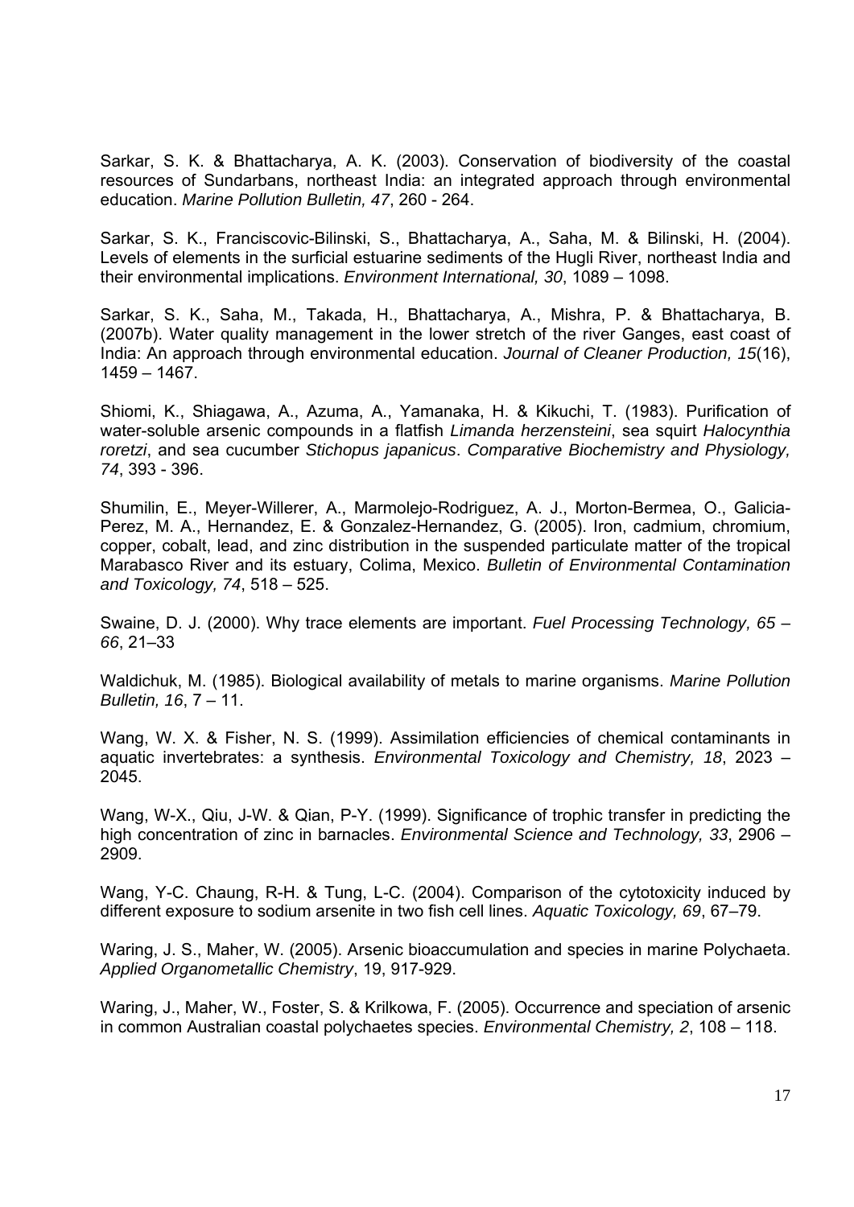Sarkar, S. K. & Bhattacharya, A. K. (2003). Conservation of biodiversity of the coastal resources of Sundarbans, northeast India: an integrated approach through environmental education. *Marine Pollution Bulletin, 47*, 260 - 264.

Sarkar, S. K., Franciscovic-Bilinski, S., Bhattacharya, A., Saha, M. & Bilinski, H. (2004). Levels of elements in the surficial estuarine sediments of the Hugli River, northeast India and their environmental implications. *Environment International, 30*, 1089 – 1098.

Sarkar, S. K., Saha, M., Takada, H., Bhattacharya, A., Mishra, P. & Bhattacharya, B. (2007b). Water quality management in the lower stretch of the river Ganges, east coast of India: An approach through environmental education. *Journal of Cleaner Production, 15*(16), 1459 – 1467.

Shiomi, K., Shiagawa, A., Azuma, A., Yamanaka, H. & Kikuchi, T. (1983). Purification of water-soluble arsenic compounds in a flatfish *Limanda herzensteini*, sea squirt *Halocynthia roretzi*, and sea cucumber *Stichopus japanicus*. *Comparative Biochemistry and Physiology, 74*, 393 - 396.

Shumilin, E., Meyer-Willerer, A., Marmolejo-Rodriguez, A. J., Morton-Bermea, O., Galicia-Perez, M. A., Hernandez, E. & Gonzalez-Hernandez, G. (2005). Iron, cadmium, chromium, copper, cobalt, lead, and zinc distribution in the suspended particulate matter of the tropical Marabasco River and its estuary, Colima, Mexico. *Bulletin of Environmental Contamination and Toxicology, 74*, 518 – 525.

Swaine, D. J. (2000). Why trace elements are important. *Fuel Processing Technology, 65 – 66*, 21–33

Waldichuk, M. (1985). Biological availability of metals to marine organisms. *Marine Pollution Bulletin, 16*, 7 – 11.

Wang, W. X. & Fisher, N. S. (1999). Assimilation efficiencies of chemical contaminants in aquatic invertebrates: a synthesis. *Environmental Toxicology and Chemistry, 18*, 2023 – 2045.

Wang, W-X., Qiu, J-W. & Qian, P-Y. (1999). Significance of trophic transfer in predicting the high concentration of zinc in barnacles. *Environmental Science and Technology, 33*, 2906 – 2909.

Wang, Y-C. Chaung, R-H. & Tung, L-C. (2004). Comparison of the cytotoxicity induced by different exposure to sodium arsenite in two fish cell lines. *Aquatic Toxicology, 69*, 67–79.

Waring, J. S., Maher, W. (2005). Arsenic bioaccumulation and species in marine Polychaeta. *Applied Organometallic Chemistry*, 19, 917-929.

Waring, J., Maher, W., Foster, S. & Krilkowa, F. (2005). Occurrence and speciation of arsenic in common Australian coastal polychaetes species. *Environmental Chemistry, 2*, 108 – 118.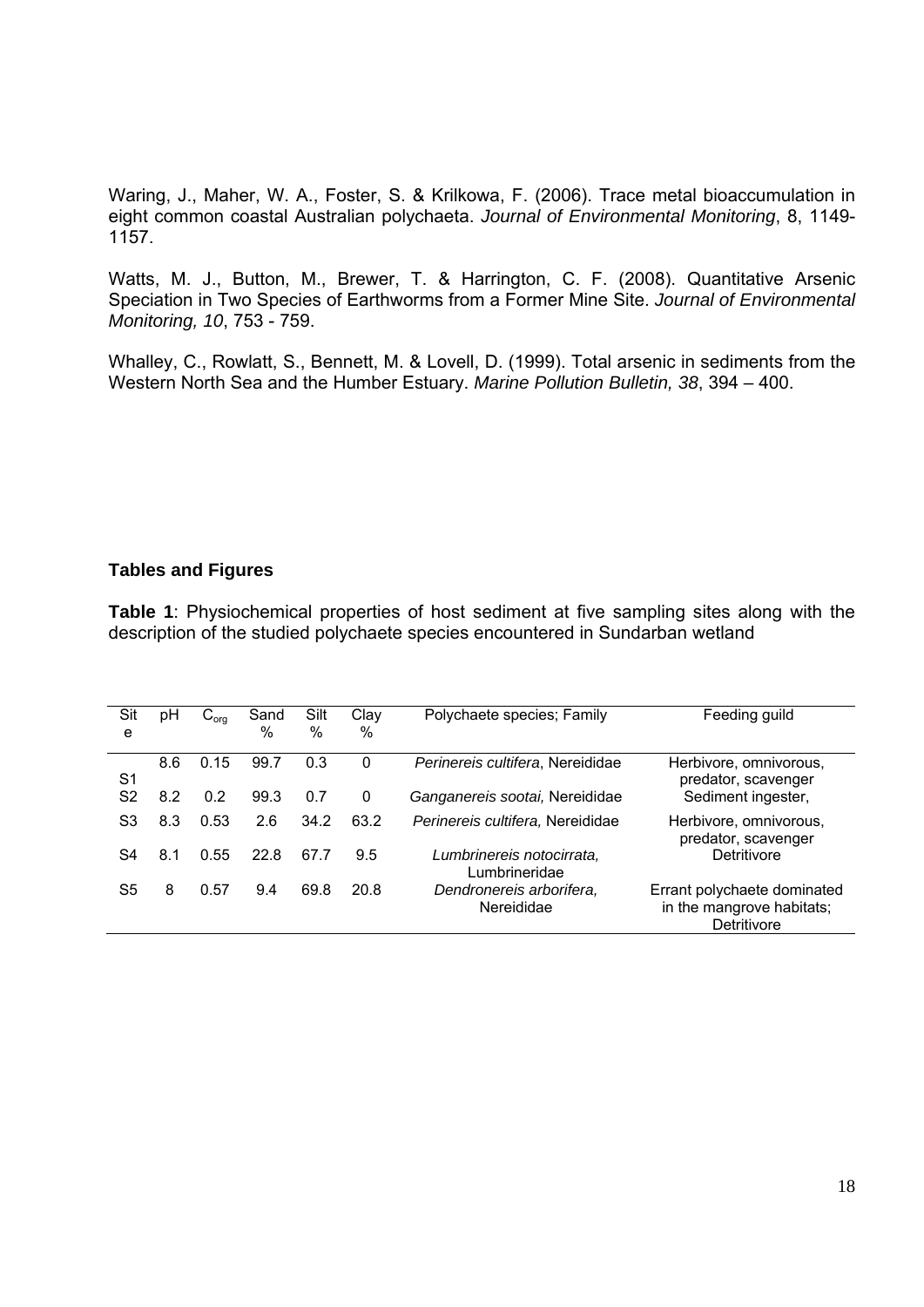Waring, J., Maher, W. A., Foster, S. & Krilkowa, F. (2006). Trace metal bioaccumulation in eight common coastal Australian polychaeta. *Journal of Environmental Monitoring*, 8, 1149-1157.

Watts, M. J., Button, M., Brewer, T. & Harrington, C. F. (2008). Quantitative Arsenic Speciation in Two Species of Earthworms from a Former Mine Site. *Journal of Environmental Monitoring, 10*, 753 - 759.

Whalley, C., Rowlatt, S., Bennett, M. & Lovell, D. (1999). Total arsenic in sediments from the Western North Sea and the Humber Estuary. *Marine Pollution Bulletin, 38*, 394 – 400.

## Tables and Figures

**Table 1**: Physiochemical properties of host sediment at five sampling sites along with the description of the studied polychaete species encountered in Sundarban wetland

| Site | pH | $C_{org}$ | Sand % | Silt % | Clay % | Polychaete species; Family | Feeding guild |
|---|---|---|---|---|---|---|---|
| S1 | 8.6 | 0.15 | 99.7 | 0.3 | 0 | *Perinereis cultifera*, Nereididae | Herbivore, omnivorous, predator, scavenger |
| S2 | 8.2 | 0.2 | 99.3 | 0.7 | 0 | *Ganganereis sootai,* Nereididae | Sediment ingester, |
| S3 | 8.3 | 0.53 | 2.6 | 34.2 | 63.2 | *Perinereis cultifera,* Nereididae | Herbivore, omnivorous, predator, scavenger |
| S4 | 8.1 | 0.55 | 22.8 | 67.7 | 9.5 | *Lumbrinereis notocirrata,* Lumbrineridae | Detritivore |
| S5 | 8 | 0.57 | 9.4 | 69.8 | 20.8 | *Dendronereis arborifera,* Nereididae | Errant polychaete dominated in the mangrove habitats; Detritivore |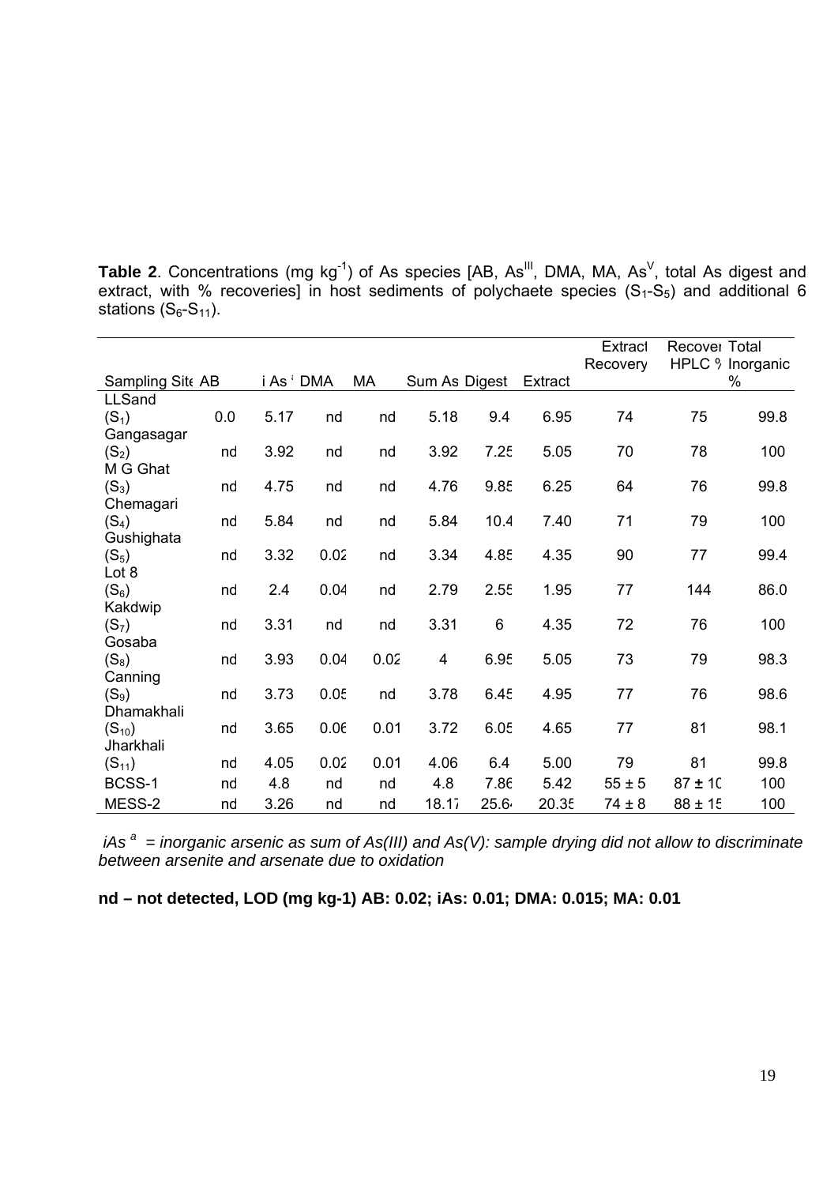**Table 2**. Concentrations (mg kg$^{-1}$) of As species [AB, $As^{III}$, DMA, MA, $As^{V}$, total As digest and extract, with % recoveries] in host sediments of polychaete species ($S_1$-$S_5$) and additional 6 stations ($S_6$-$S_{11}$).

| Sampling Site | AB | i As [a] | DMA | MA | Sum As | Digest | Extract | Extract Recovery | Recovery HPLC % | Total Inorganic % |
|---|---|---|---|---|---|---|---|---|---|---|
| LLSand ($S_1$) | 0.0 | 5.17 | nd | nd | 5.18 | 9.4 | 6.95 | 74 | 75 | 99.8 |
| Gangasagar ($S_2$) | nd | 3.92 | nd | nd | 3.92 | 7.25 | 5.05 | 70 | 78 | 100 |
| M G Ghat ($S_3$) | nd | 4.75 | nd | nd | 4.76 | 9.85 | 6.25 | 64 | 76 | 99.8 |
| Chemagari ($S_4$) | nd | 5.84 | nd | nd | 5.84 | 10.4 | 7.40 | 71 | 79 | 100 |
| Gushighata ($S_5$) | nd | 3.32 | 0.02 | nd | 3.34 | 4.85 | 4.35 | 90 | 77 | 99.4 |
| Lot 8 ($S_6$) | nd | 2.4 | 0.04 | nd | 2.79 | 2.55 | 1.95 | 77 | 144 | 86.0 |
| Kakdwip ($S_7$) | nd | 3.31 | nd | nd | 3.31 | 6 | 4.35 | 72 | 76 | 100 |
| Gosaba ($S_8$) | nd | 3.93 | 0.04 | 0.02 | 4 | 6.95 | 5.05 | 73 | 79 | 98.3 |
| Canning ($S_9$) | nd | 3.73 | 0.05 | nd | 3.78 | 6.45 | 4.95 | 77 | 76 | 98.6 |
| Dhamakhali ($S_{10}$) | nd | 3.65 | 0.06 | 0.01 | 3.72 | 6.05 | 4.65 | 77 | 81 | 98.1 |
| Jharkhali ($S_{11}$) | nd | 4.05 | 0.02 | 0.01 | 4.06 | 6.4 | 5.00 | 79 | 81 | 99.8 |
| BCSS-1 | nd | 4.8 | nd | nd | 4.8 | 7.86 | 5.42 | 55 ± 5 | 87 ± 10 | 100 |
| MESS-2 | nd | 3.26 | nd | nd | 18.17 | 25.64 | 20.35 | 74 ± 8 | 88 ± 15 | 100 |

*iAs [a] = inorganic arsenic as sum of As(III) and As(V): sample drying did not allow to discriminate between arsenite and arsenate due to oxidation*

**nd – not detected, LOD (mg kg-1) AB: 0.02; iAs: 0.01; DMA: 0.015; MA: 0.01**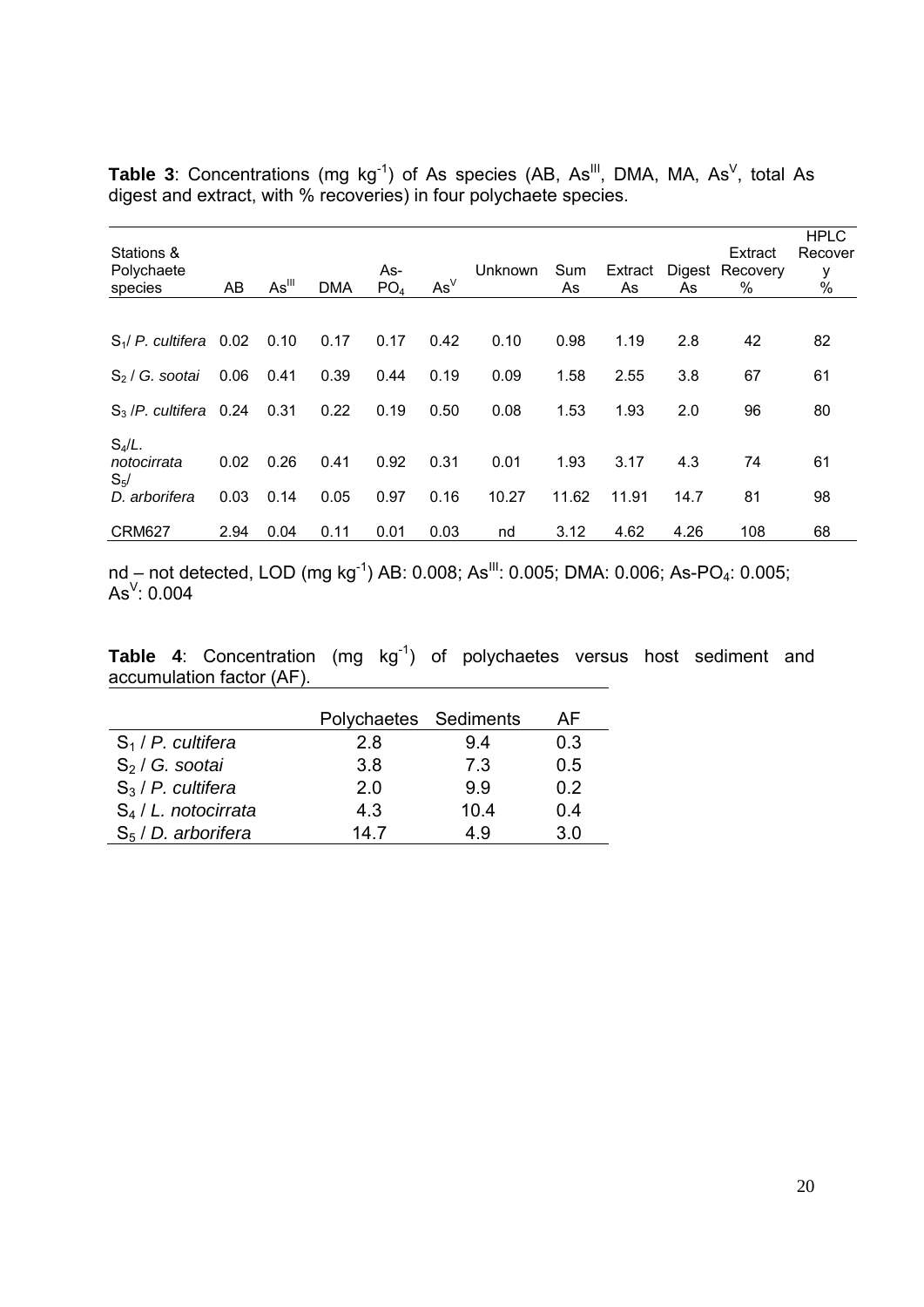**Table 3**: Concentrations (mg $kg^{-1}$) of As species (AB, $As^{III}$, DMA, MA, $As^{V}$, total As digest and extract, with % recoveries) in four polychaete species.

| Stations & Polychaete species | AB | $As^{III}$ | DMA | As-$PO_4$ | $As^{V}$ | Unknown | Sum As | Extract As | Digest As | Extract Recovery % | HPLC Recovery % |
|---|---|---|---|---|---|---|---|---|---|---|---|
| $S_1$/ *P. cultifera* | 0.02 | 0.10 | 0.17 | 0.17 | 0.42 | 0.10 | 0.98 | 1.19 | 2.8 | 42 | 82 |
| $S_2$ / *G. sootai* | 0.06 | 0.41 | 0.39 | 0.44 | 0.19 | 0.09 | 1.58 | 2.55 | 3.8 | 67 | 61 |
| $S_3$ /*P. cultifera* | 0.24 | 0.31 | 0.22 | 0.19 | 0.50 | 0.08 | 1.53 | 1.93 | 2.0 | 96 | 80 |
| $S_4$/*L. notocirrata* | 0.02 | 0.26 | 0.41 | 0.92 | 0.31 | 0.01 | 1.93 | 3.17 | 4.3 | 74 | 61 |
| $S_5$/ *D. arborifera* | 0.03 | 0.14 | 0.05 | 0.97 | 0.16 | 10.27 | 11.62 | 11.91 | 14.7 | 81 | 98 |
| CRM627 | 2.94 | 0.04 | 0.11 | 0.01 | 0.03 | nd | 3.12 | 4.62 | 4.26 | 108 | 68 |

nd – not detected, LOD (mg $kg^{-1}$) AB: 0.008; $As^{III}$: 0.005; DMA: 0.006; As-$PO_4$: 0.005; $As^{V}$: 0.004

**Table 4**: Concentration (mg $kg^{-1}$) of polychaetes versus host sediment and accumulation factor (AF).

| | Polychaetes | Sediments | AF |
|---|---|---|---|
| $S_1$ / *P. cultifera* | 2.8 | 9.4 | 0.3 |
| $S_2$ / *G. sootai* | 3.8 | 7.3 | 0.5 |
| $S_3$ / *P. cultifera* | 2.0 | 9.9 | 0.2 |
| $S_4$ / *L. notocirrata* | 4.3 | 10.4 | 0.4 |
| $S_5$ / *D. arborifera* | 14.7 | 4.9 | 3.0 |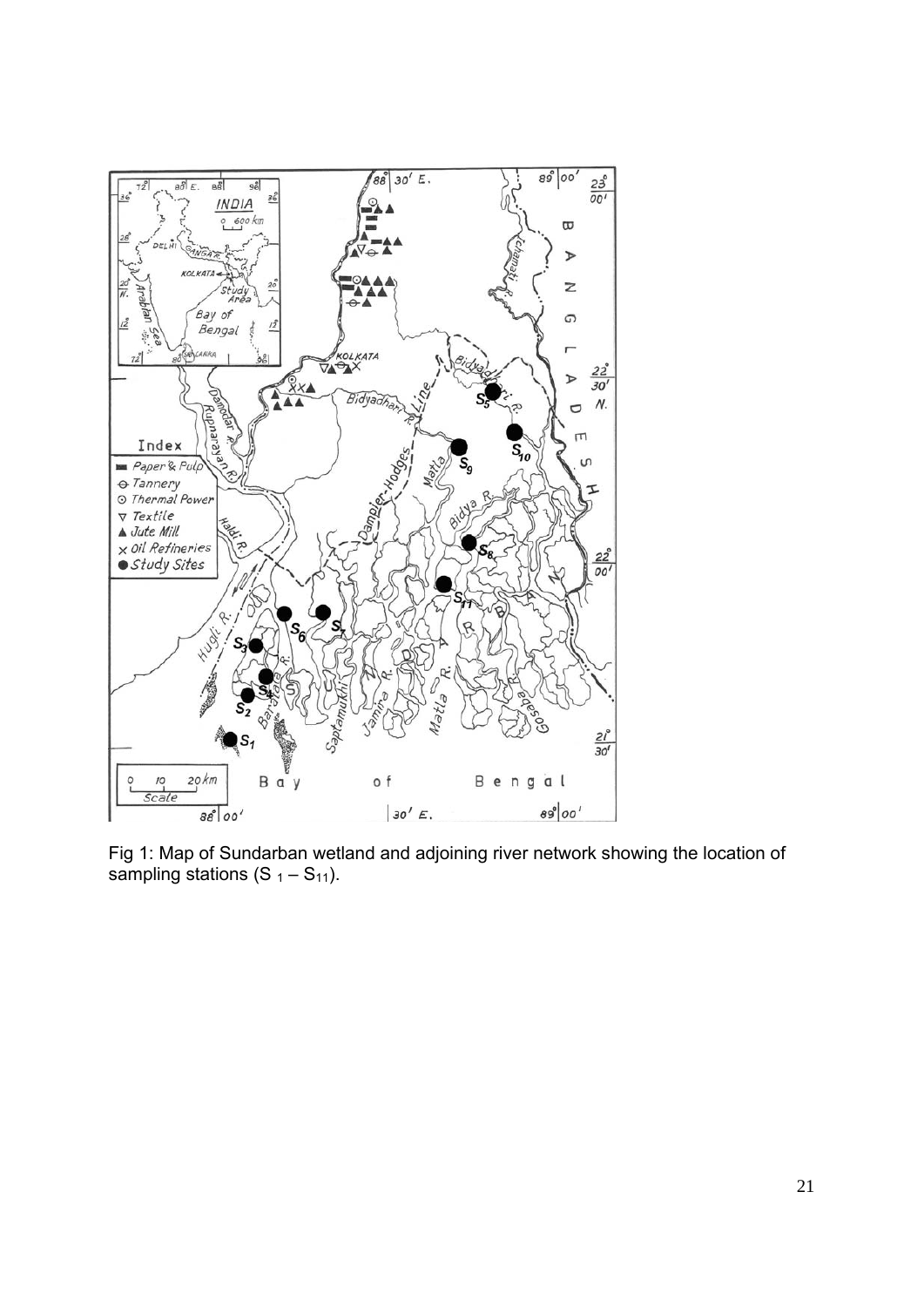88° 30′ E.

89° 00′

23° 00′

72° 80° E. 88° 96°

36° INDIA 36°

0 600 km

28° DELHI GANGA R.

20° N. KOLKATA Study Area 20°

Arabian Sea

Bay of Bengal

12° 12°

72° 80° SRI LANKA 96°

BANGLADESH

KOLKATA

Damodar R.

Rupnarayan R.

Bidyadhari R.

Dampier-Hodges Line

Bidyadhari R.

Ichamati R.

22° 30′ N.

Index

Paper & Pulp

Tannery

Thermal Power

Textile

Jute Mill

Oil Refineries

Study Sites

Haldi R.

Hugli R.

Matla

Bidya R.

22° 00′

SUNDARBAN

Saptamukhi

Jamira R.

Matla R.

Gosaba

Baratala R.

S5 S10 S9 S8 S11 S6 S7 S3 S4 S2 S1

21° 30′

0 10 20 km

Scale

Bay of Bengal

88° 00′

30′ E.

89° 00′

Fig 1: Map of Sundarban wetland and adjoining river network showing the location of sampling stations ($S_1 – S_{11}$).